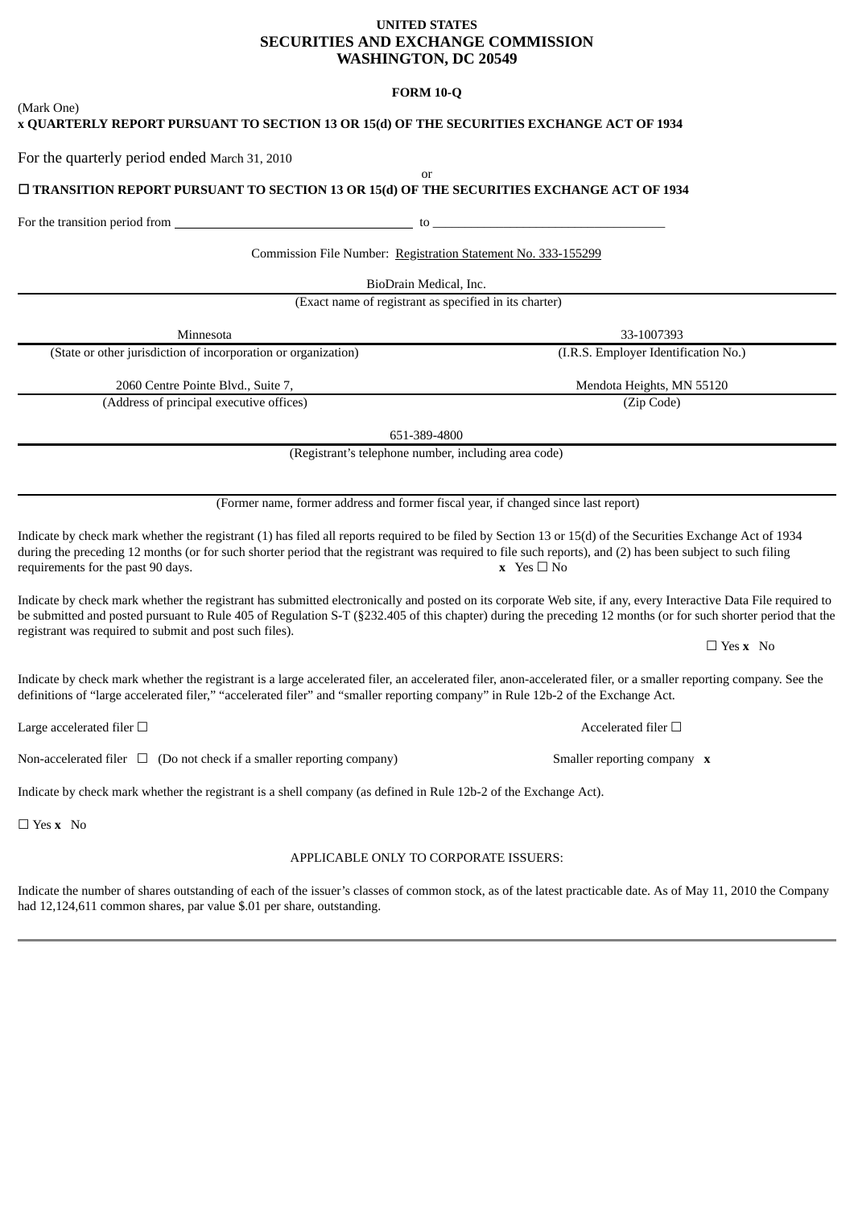**UNITED STATES**
**SECURITIES AND EXCHANGE COMMISSION**
**WASHINGTON, DC 20549**

**FORM 10-Q**

(Mark One)

**x QUARTERLY REPORT PURSUANT TO SECTION 13 OR 15(d) OF THE SECURITIES EXCHANGE ACT OF 1934**

For the quarterly period ended March 31, 2010

or

**☐ TRANSITION REPORT PURSUANT TO SECTION 13 OR 15(d) OF THE SECURITIES EXCHANGE ACT OF 1934**

For the transition period from ____________________ to ____________________

Commission File Number: Registration Statement No. 333-155299

BioDrain Medical, Inc.

(Exact name of registrant as specified in its charter)

| Minnesota | 33-1007393 |
|---|---|
| (State or other jurisdiction of incorporation or organization) | (I.R.S. Employer Identification No.) |
| 2060 Centre Pointe Blvd., Suite 7, | Mendota Heights, MN 55120 |
| (Address of principal executive offices) | (Zip Code) |

651-389-4800

(Registrant's telephone number, including area code)

(Former name, former address and former fiscal year, if changed since last report)

Indicate by check mark whether the registrant (1) has filed all reports required to be filed by Section 13 or 15(d) of the Securities Exchange Act of 1934 during the preceding 12 months (or for such shorter period that the registrant was required to file such reports), and (2) has been subject to such filing requirements for the past 90 days. **x** Yes ☐ No

Indicate by check mark whether the registrant has submitted electronically and posted on its corporate Web site, if any, every Interactive Data File required to be submitted and posted pursuant to Rule 405 of Regulation S-T (§232.405 of this chapter) during the preceding 12 months (or for such shorter period that the registrant was required to submit and post such files).

☐ Yes **x** No

Indicate by check mark whether the registrant is a large accelerated filer, an accelerated filer, anon-accelerated filer, or a smaller reporting company. See the definitions of "large accelerated filer," "accelerated filer" and "smaller reporting company" in Rule 12b-2 of the Exchange Act.

Large accelerated filer ☐ Accelerated filer ☐

Non-accelerated filer ☐ (Do not check if a smaller reporting company) Smaller reporting company **x**

Indicate by check mark whether the registrant is a shell company (as defined in Rule 12b-2 of the Exchange Act).

☐ Yes **x** No

APPLICABLE ONLY TO CORPORATE ISSUERS:

Indicate the number of shares outstanding of each of the issuer's classes of common stock, as of the latest practicable date. As of May 11, 2010 the Company had 12,124,611 common shares, par value $.01 per share, outstanding.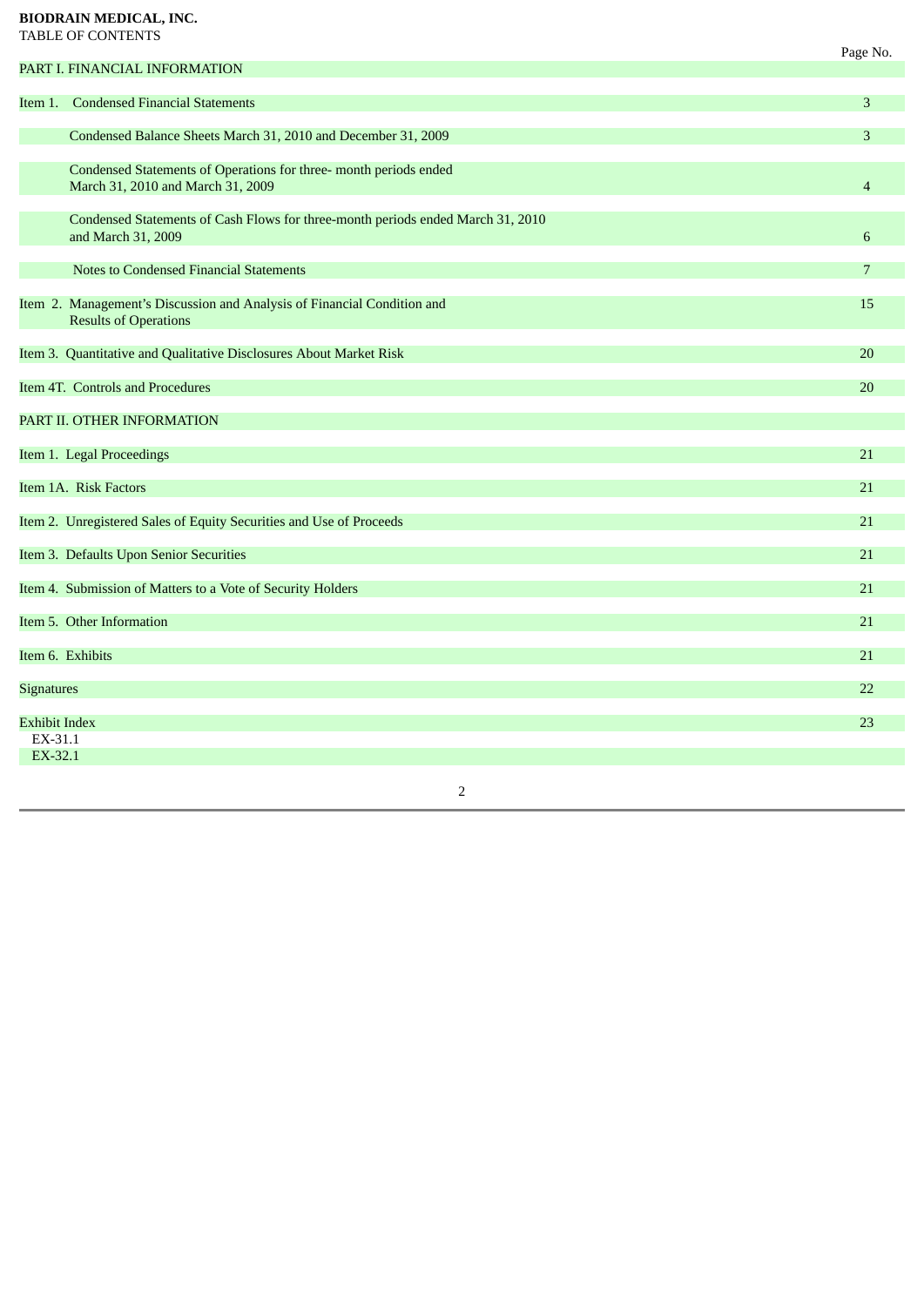**BIODRAIN MEDICAL, INC.**
TABLE OF CONTENTS

| | Page No. |
|---|---|
| PART I. FINANCIAL INFORMATION | |
| Item 1. Condensed Financial Statements | 3 |
| Condensed Balance Sheets March 31, 2010 and December 31, 2009 | 3 |
| Condensed Statements of Operations for three- month periods ended March 31, 2010 and March 31, 2009 | 4 |
| Condensed Statements of Cash Flows for three-month periods ended March 31, 2010 and March 31, 2009 | 6 |
| Notes to Condensed Financial Statements | 7 |
| Item 2. Management's Discussion and Analysis of Financial Condition and Results of Operations | 15 |
| Item 3. Quantitative and Qualitative Disclosures About Market Risk | 20 |
| Item 4T. Controls and Procedures | 20 |
| PART II. OTHER INFORMATION | |
| Item 1. Legal Proceedings | 21 |
| Item 1A. Risk Factors | 21 |
| Item 2. Unregistered Sales of Equity Securities and Use of Proceeds | 21 |
| Item 3. Defaults Upon Senior Securities | 21 |
| Item 4. Submission of Matters to a Vote of Security Holders | 21 |
| Item 5. Other Information | 21 |
| Item 6. Exhibits | 21 |
| Signatures | 22 |
| Exhibit Index | 23 |
| EX-31.1 | |
| EX-32.1 | |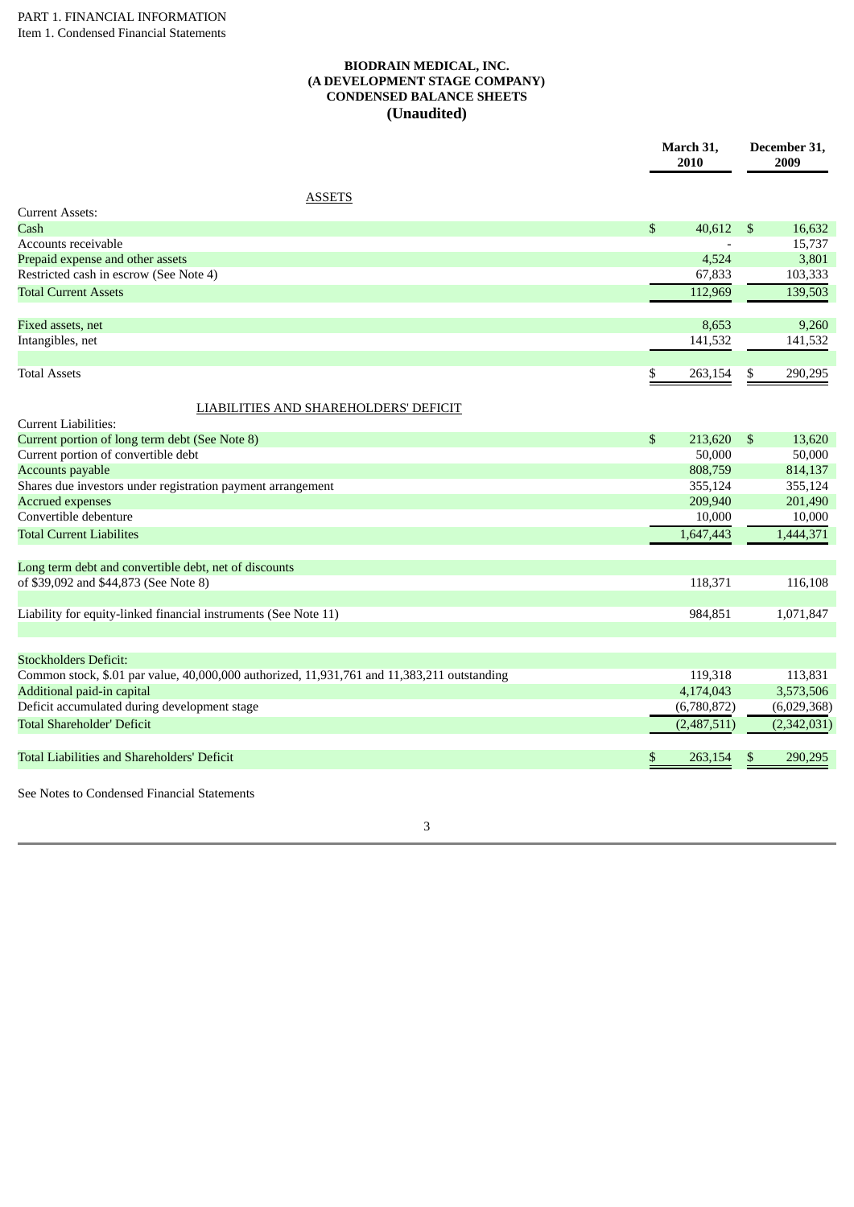PART 1. FINANCIAL INFORMATION

Item 1. Condensed Financial Statements

**BIODRAIN MEDICAL, INC.**
**(A DEVELOPMENT STAGE COMPANY)**
**CONDENSED BALANCE SHEETS**
**(Unaudited)**

| | March 31, 2010 | December 31, 2009 |
|---|---|---|
| ASSETS | | |
| Current Assets: | | |
| Cash | $ 40,612 | $ 16,632 |
| Accounts receivable | - | 15,737 |
| Prepaid expense and other assets | 4,524 | 3,801 |
| Restricted cash in escrow (See Note 4) | 67,833 | 103,333 |
| Total Current Assets | 112,969 | 139,503 |
| | | |
| Fixed assets, net | 8,653 | 9,260 |
| Intangibles, net | 141,532 | 141,532 |
| | | |
| Total Assets | $ 263,154 | $ 290,295 |
| | | |
| LIABILITIES AND SHAREHOLDERS' DEFICIT | | |
| Current Liabilities: | | |
| Current portion of long term debt (See Note 8) | $ 213,620 | $ 13,620 |
| Current portion of convertible debt | 50,000 | 50,000 |
| Accounts payable | 808,759 | 814,137 |
| Shares due investors under registration payment arrangement | 355,124 | 355,124 |
| Accrued expenses | 209,940 | 201,490 |
| Convertible debenture | 10,000 | 10,000 |
| Total Current Liabilites | 1,647,443 | 1,444,371 |
| | | |
| Long term debt and convertible debt, net of discounts of $39,092 and $44,873 (See Note 8) | 118,371 | 116,108 |
| | | |
| Liability for equity-linked financial instruments (See Note 11) | 984,851 | 1,071,847 |
| | | |
| Stockholders Deficit: | | |
| Common stock, $.01 par value, 40,000,000 authorized, 11,931,761 and 11,383,211 outstanding | 119,318 | 113,831 |
| Additional paid-in capital | 4,174,043 | 3,573,506 |
| Deficit accumulated during development stage | (6,780,872) | (6,029,368) |
| Total Shareholder' Deficit | (2,487,511) | (2,342,031) |
| | | |
| Total Liabilities and Shareholders' Deficit | $ 263,154 | $ 290,295 |

See Notes to Condensed Financial Statements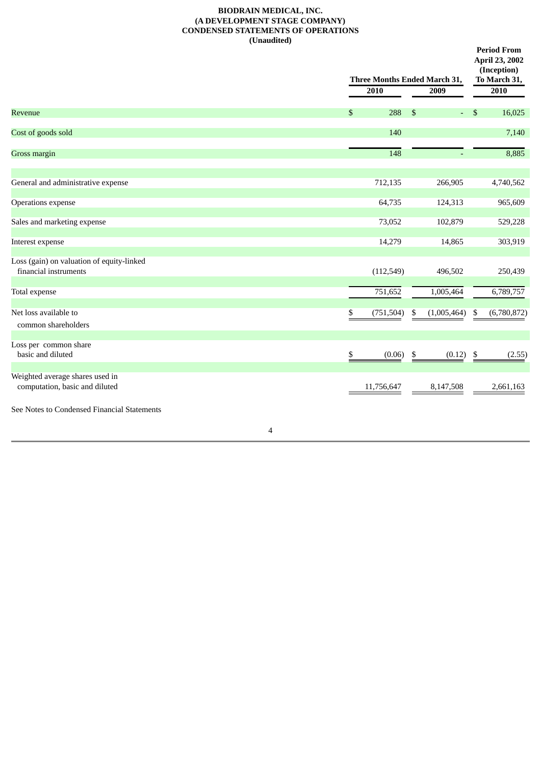**BIODRAIN MEDICAL, INC.**
**(A DEVELOPMENT STAGE COMPANY)**
**CONDENSED STATEMENTS OF OPERATIONS**
**(Unaudited)**

| | Three Months Ended March 31, | | Period From April 23, 2002 (Inception) To March 31, |
|---|---|---|---|
| | 2010 | 2009 | 2010 |
| Revenue | $ 288 | $ - | $ 16,025 |
| Cost of goods sold | 140 | | 7,140 |
| Gross margin | 148 | - | 8,885 |
| General and administrative expense | 712,135 | 266,905 | 4,740,562 |
| Operations expense | 64,735 | 124,313 | 965,609 |
| Sales and marketing expense | 73,052 | 102,879 | 529,228 |
| Interest expense | 14,279 | 14,865 | 303,919 |
| Loss (gain) on valuation of equity-linked financial instruments | (112,549) | 496,502 | 250,439 |
| Total expense | 751,652 | 1,005,464 | 6,789,757 |
| Net loss available to common shareholders | $ (751,504) | $ (1,005,464) | $ (6,780,872) |
| Loss per common share basic and diluted | $ (0.06) | $ (0.12) | $ (2.55) |
| Weighted average shares used in computation, basic and diluted | 11,756,647 | 8,147,508 | 2,661,163 |

See Notes to Condensed Financial Statements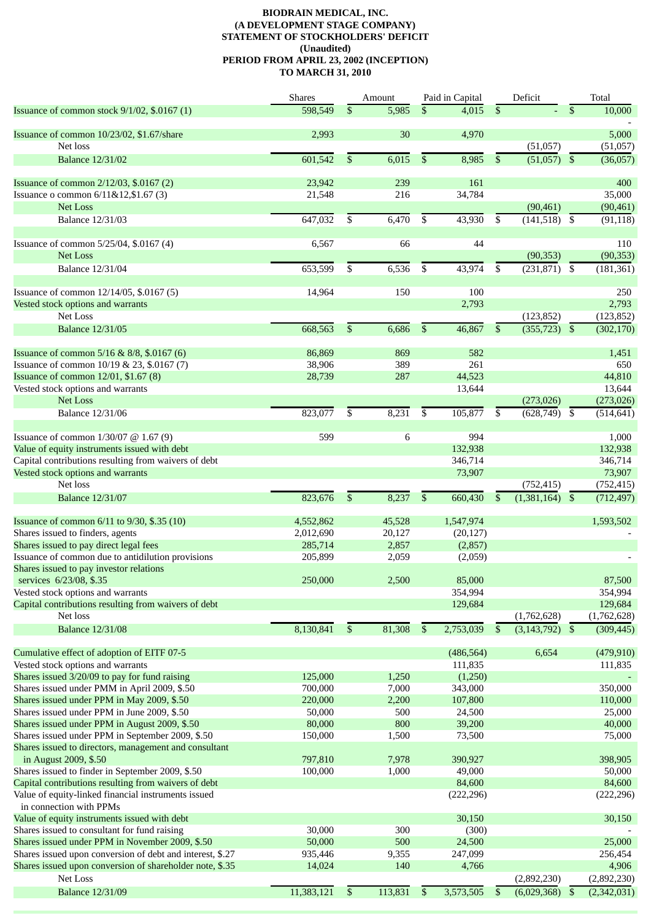**BIODRAIN MEDICAL, INC.**
**(A DEVELOPMENT STAGE COMPANY)**
**STATEMENT OF STOCKHOLDERS' DEFICIT**
**(Unaudited)**
**PERIOD FROM APRIL 23, 2002 (INCEPTION)**
**TO MARCH 31, 2010**

| | Shares | Amount | Paid in Capital | Deficit | Total |
|---|---|---|---|---|---|
| Issuance of common stock 9/1/02, $.0167 (1) | 598,549 | $ 5,985 | $ 4,015 | $ - | $ 10,000 |
| | | | | | - |
| Issuance of common 10/23/02, $1.67/share | 2,993 | 30 | 4,970 | | 5,000 |
| Net loss | | | | (51,057) | (51,057) |
| Balance 12/31/02 | 601,542 | $ 6,015 | $ 8,985 | $ (51,057) | $ (36,057) |
| Issuance of common 2/12/03, $.0167 (2) | 23,942 | 239 | 161 | | 400 |
| Issuance o common 6/11&12,$1.67 (3) | 21,548 | 216 | 34,784 | | 35,000 |
| Net Loss | | | | (90,461) | (90,461) |
| Balance 12/31/03 | 647,032 | $ 6,470 | $ 43,930 | $ (141,518) | $ (91,118) |
| Issuance of common 5/25/04, $.0167 (4) | 6,567 | 66 | 44 | | 110 |
| Net Loss | | | | (90,353) | (90,353) |
| Balance 12/31/04 | 653,599 | $ 6,536 | $ 43,974 | $ (231,871) | $ (181,361) |
| Issuance of common 12/14/05, $.0167 (5) | 14,964 | 150 | 100 | | 250 |
| Vested stock options and warrants | | | 2,793 | | 2,793 |
| Net Loss | | | | (123,852) | (123,852) |
| Balance 12/31/05 | 668,563 | $ 6,686 | $ 46,867 | $ (355,723) | $ (302,170) |
| Issuance of common 5/16 & 8/8, $.0167 (6) | 86,869 | 869 | 582 | | 1,451 |
| Issuance of common 10/19 & 23, $.0167 (7) | 38,906 | 389 | 261 | | 650 |
| Issuance of common 12/01, $1.67 (8) | 28,739 | 287 | 44,523 | | 44,810 |
| Vested stock options and warrants | | | 13,644 | | 13,644 |
| Net Loss | | | | (273,026) | (273,026) |
| Balance 12/31/06 | 823,077 | $ 8,231 | $ 105,877 | $ (628,749) | $ (514,641) |
| Issuance of common 1/30/07 @ 1.67 (9) | 599 | 6 | 994 | | 1,000 |
| Value of equity instruments issued with debt | | | 132,938 | | 132,938 |
| Capital contributions resulting from waivers of debt | | | 346,714 | | 346,714 |
| Vested stock options and warrants | | | 73,907 | | 73,907 |
| Net loss | | | | (752,415) | (752,415) |
| Balance 12/31/07 | 823,676 | $ 8,237 | $ 660,430 | $ (1,381,164) | $ (712,497) |
| Issuance of common 6/11 to 9/30, $.35 (10) | 4,552,862 | 45,528 | 1,547,974 | | 1,593,502 |
| Shares issued to finders, agents | 2,012,690 | 20,127 | (20,127) | | - |
| Shares issued to pay direct legal fees | 285,714 | 2,857 | (2,857) | | |
| Issuance of common due to antidilution provisions | 205,899 | 2,059 | (2,059) | | - |
| Shares issued to pay investor relations services 6/23/08, $.35 | 250,000 | 2,500 | 85,000 | | 87,500 |
| Vested stock options and warrants | | | 354,994 | | 354,994 |
| Capital contributions resulting from waivers of debt | | | 129,684 | | 129,684 |
| Net loss | | | | (1,762,628) | (1,762,628) |
| Balance 12/31/08 | 8,130,841 | $ 81,308 | $ 2,753,039 | $ (3,143,792) | $ (309,445) |
| Cumulative effect of adoption of EITF 07-5 | | | (486,564) | 6,654 | (479,910) |
| Vested stock options and warrants | | | 111,835 | | 111,835 |
| Shares issued 3/20/09 to pay for fund raising | 125,000 | 1,250 | (1,250) | | - |
| Shares issued under PMM in April 2009, $.50 | 700,000 | 7,000 | 343,000 | | 350,000 |
| Shares issued under PPM in May 2009, $.50 | 220,000 | 2,200 | 107,800 | | 110,000 |
| Shares issued under PPM in June 2009, $.50 | 50,000 | 500 | 24,500 | | 25,000 |
| Shares issued under PPM in August 2009, $.50 | 80,000 | 800 | 39,200 | | 40,000 |
| Shares issued under PPM in September 2009, $.50 | 150,000 | 1,500 | 73,500 | | 75,000 |
| Shares issued to directors, management and consultant in August 2009, $.50 | 797,810 | 7,978 | 390,927 | | 398,905 |
| Shares issued to finder in September 2009, $.50 | 100,000 | 1,000 | 49,000 | | 50,000 |
| Capital contributions resulting from waivers of debt | | | 84,600 | | 84,600 |
| Value of equity-linked financial instruments issued in connection with PPMs | | | (222,296) | | (222,296) |
| Value of equity instruments issued with debt | | | 30,150 | | 30,150 |
| Shares issued to consultant for fund raising | 30,000 | 300 | (300) | | - |
| Shares issued under PPM in November 2009, $.50 | 50,000 | 500 | 24,500 | | 25,000 |
| Shares issued upon conversion of debt and interest, $.27 | 935,446 | 9,355 | 247,099 | | 256,454 |
| Shares issued upon conversion of shareholder note, $.35 | 14,024 | 140 | 4,766 | | 4,906 |
| Net Loss | | | | (2,892,230) | (2,892,230) |
| Balance 12/31/09 | 11,383,121 | $ 113,831 | $ 3,573,505 | $ (6,029,368) | $ (2,342,031) |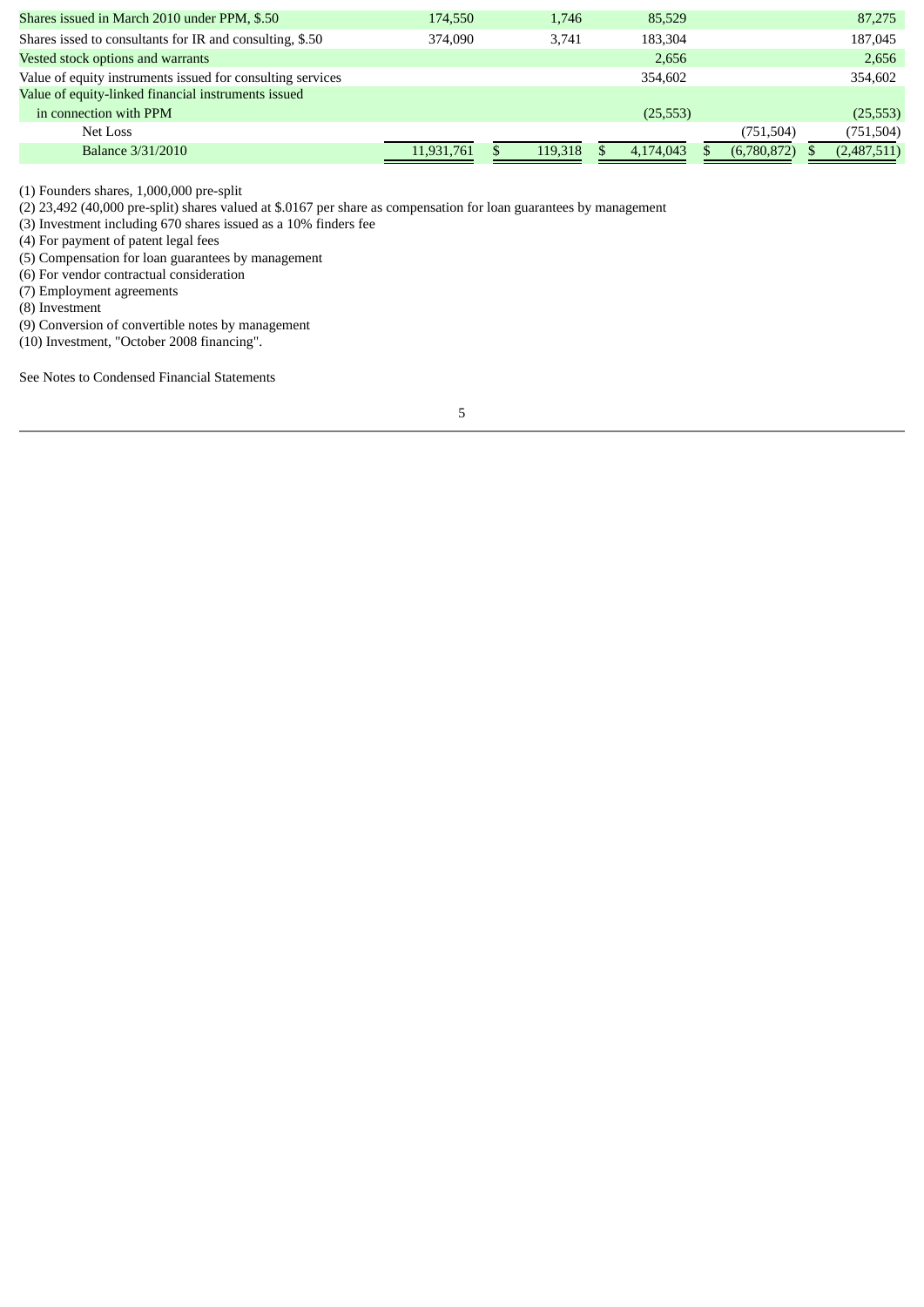| | Shares | | Amount | | Additional Paid-in Capital | | Deficit | | Total |
|---|---|---|---|---|---|---|---|---|---|
| Shares issued in March 2010 under PPM, $.50 | 174,550 | | 1,746 | | 85,529 | | | | 87,275 |
| Shares issed to consultants for IR and consulting, $.50 | 374,090 | | 3,741 | | 183,304 | | | | 187,045 |
| Vested stock options and warrants | | | | | 2,656 | | | | 2,656 |
| Value of equity instruments issued for consulting services | | | | | 354,602 | | | | 354,602 |
| Value of equity-linked financial instruments issued in connection with PPM | | | | | (25,553) | | | | (25,553) |
| Net Loss | | | | | | | (751,504) | | (751,504) |
| Balance 3/31/2010 | 11,931,761 | $ | 119,318 | $ | 4,174,043 | $ | (6,780,872) | $ | (2,487,511) |

(1) Founders shares, 1,000,000 pre-split
(2) 23,492 (40,000 pre-split) shares valued at $.0167 per share as compensation for loan guarantees by management
(3) Investment including 670 shares issued as a 10% finders fee
(4) For payment of patent legal fees
(5) Compensation for loan guarantees by management
(6) For vendor contractual consideration
(7) Employment agreements
(8) Investment
(9) Conversion of convertible notes by management
(10) Investment, "October 2008 financing".

See Notes to Condensed Financial Statements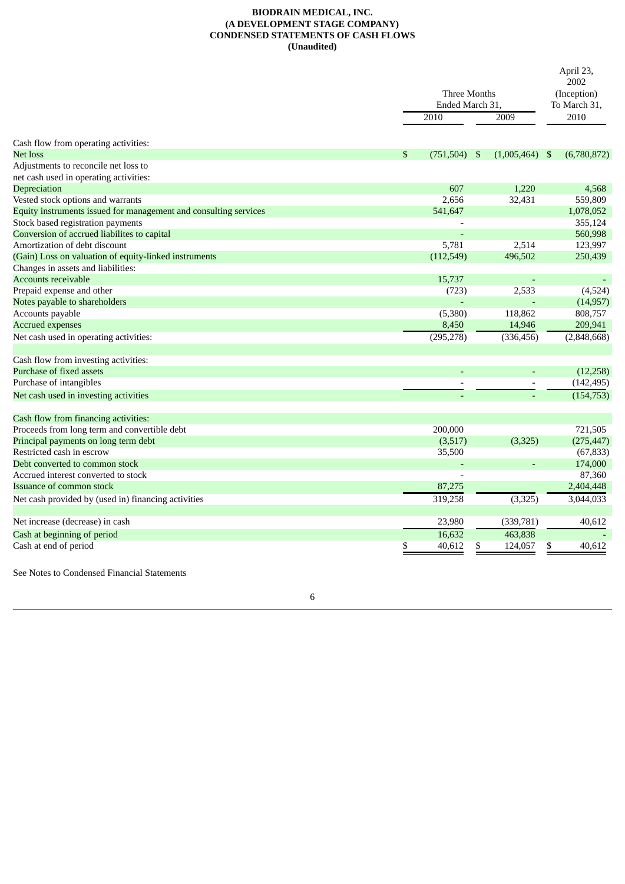**BIODRAIN MEDICAL, INC.**
**(A DEVELOPMENT STAGE COMPANY)**
**CONDENSED STATEMENTS OF CASH FLOWS**
**(Unaudited)**

| | Three Months Ended March 31, 2010 | Three Months Ended March 31, 2009 | April 23, 2002 (Inception) To March 31, 2010 |
|---|---|---|---|
| Cash flow from operating activities: | | | |
| Net loss | $ (751,504) | $ (1,005,464) | $ (6,780,872) |
| Adjustments to reconcile net loss to net cash used in operating activities: | | | |
| Depreciation | 607 | 1,220 | 4,568 |
| Vested stock options and warrants | 2,656 | 32,431 | 559,809 |
| Equity instruments issued for management and consulting services | 541,647 | | 1,078,052 |
| Stock based registration payments | - | | 355,124 |
| Conversion of accrued liabilites to capital | - | | 560,998 |
| Amortization of debt discount | 5,781 | 2,514 | 123,997 |
| (Gain) Loss on valuation of equity-linked instruments | (112,549) | 496,502 | 250,439 |
| Changes in assets and liabilities: | | | |
| Accounts receivable | 15,737 | - | - |
| Prepaid expense and other | (723) | 2,533 | (4,524) |
| Notes payable to shareholders | - | - | (14,957) |
| Accounts payable | (5,380) | 118,862 | 808,757 |
| Accrued expenses | 8,450 | 14,946 | 209,941 |
| Net cash used in operating activities: | (295,278) | (336,456) | (2,848,668) |
| | | | |
| Cash flow from investing activities: | | | |
| Purchase of fixed assets | - | - | (12,258) |
| Purchase of intangibles | - | - | (142,495) |
| Net cash used in investing activities | - | - | (154,753) |
| | | | |
| Cash flow from financing activities: | | | |
| Proceeds from long term and convertible debt | 200,000 | | 721,505 |
| Principal payments on long term debt | (3,517) | (3,325) | (275,447) |
| Restricted cash in escrow | 35,500 | | (67,833) |
| Debt converted to common stock | - | - | 174,000 |
| Accrued interest converted to stock | - | | 87,360 |
| Issuance of common stock | 87,275 | | 2,404,448 |
| Net cash provided by (used in) financing activities | 319,258 | (3,325) | 3,044,033 |
| | | | |
| Net increase (decrease) in cash | 23,980 | (339,781) | 40,612 |
| Cash at beginning of period | 16,632 | 463,838 | - |
| Cash at end of period | $ 40,612 | $ 124,057 | $ 40,612 |

See Notes to Condensed Financial Statements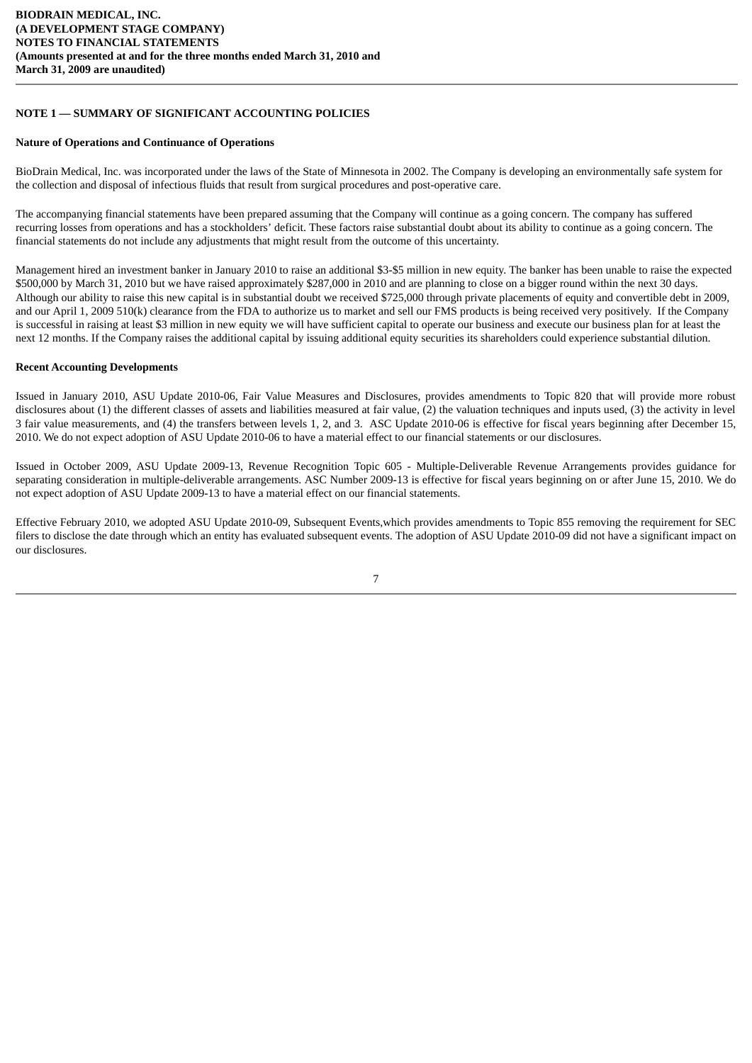**BIODRAIN MEDICAL, INC.**
**(A DEVELOPMENT STAGE COMPANY)**
**NOTES TO FINANCIAL STATEMENTS**
**(Amounts presented at and for the three months ended March 31, 2010 and March 31, 2009 are unaudited)**

## NOTE 1 — SUMMARY OF SIGNIFICANT ACCOUNTING POLICIES

### Nature of Operations and Continuance of Operations

BioDrain Medical, Inc. was incorporated under the laws of the State of Minnesota in 2002. The Company is developing an environmentally safe system for the collection and disposal of infectious fluids that result from surgical procedures and post-operative care.

The accompanying financial statements have been prepared assuming that the Company will continue as a going concern. The company has suffered recurring losses from operations and has a stockholders' deficit. These factors raise substantial doubt about its ability to continue as a going concern. The financial statements do not include any adjustments that might result from the outcome of this uncertainty.

Management hired an investment banker in January 2010 to raise an additional $3-$5 million in new equity. The banker has been unable to raise the expected $500,000 by March 31, 2010 but we have raised approximately $287,000 in 2010 and are planning to close on a bigger round within the next 30 days. Although our ability to raise this new capital is in substantial doubt we received $725,000 through private placements of equity and convertible debt in 2009, and our April 1, 2009 510(k) clearance from the FDA to authorize us to market and sell our FMS products is being received very positively. If the Company is successful in raising at least $3 million in new equity we will have sufficient capital to operate our business and execute our business plan for at least the next 12 months. If the Company raises the additional capital by issuing additional equity securities its shareholders could experience substantial dilution.

### Recent Accounting Developments

Issued in January 2010, ASU Update 2010-06, Fair Value Measures and Disclosures, provides amendments to Topic 820 that will provide more robust disclosures about (1) the different classes of assets and liabilities measured at fair value, (2) the valuation techniques and inputs used, (3) the activity in level 3 fair value measurements, and (4) the transfers between levels 1, 2, and 3. ASC Update 2010-06 is effective for fiscal years beginning after December 15, 2010. We do not expect adoption of ASU Update 2010-06 to have a material effect to our financial statements or our disclosures.

Issued in October 2009, ASU Update 2009-13, Revenue Recognition Topic 605 - Multiple-Deliverable Revenue Arrangements provides guidance for separating consideration in multiple-deliverable arrangements. ASC Number 2009-13 is effective for fiscal years beginning on or after June 15, 2010. We do not expect adoption of ASU Update 2009-13 to have a material effect on our financial statements.

Effective February 2010, we adopted ASU Update 2010-09, Subsequent Events,which provides amendments to Topic 855 removing the requirement for SEC filers to disclose the date through which an entity has evaluated subsequent events. The adoption of ASU Update 2010-09 did not have a significant impact on our disclosures.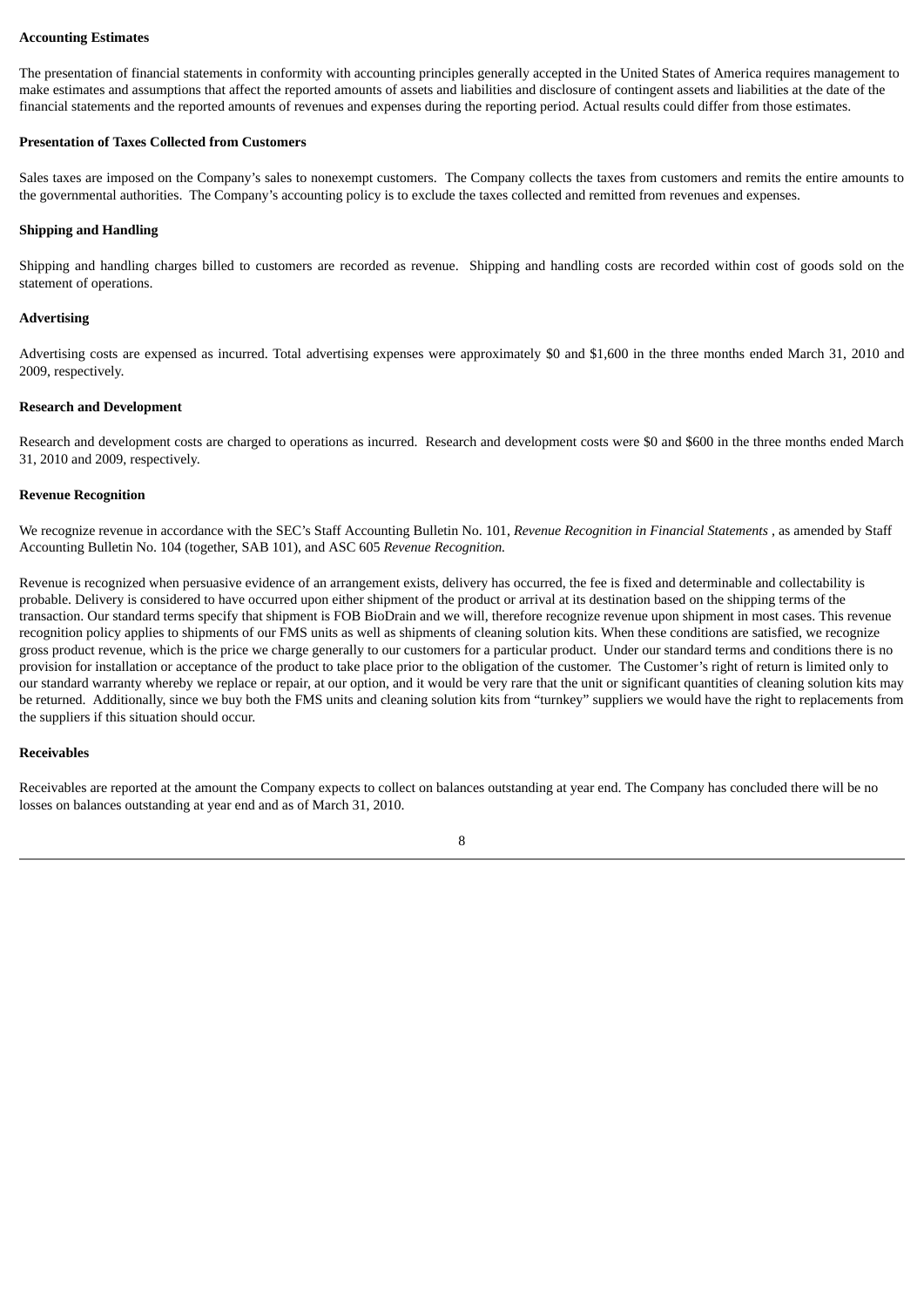**Accounting Estimates**

The presentation of financial statements in conformity with accounting principles generally accepted in the United States of America requires management to make estimates and assumptions that affect the reported amounts of assets and liabilities and disclosure of contingent assets and liabilities at the date of the financial statements and the reported amounts of revenues and expenses during the reporting period. Actual results could differ from those estimates.

**Presentation of Taxes Collected from Customers**

Sales taxes are imposed on the Company's sales to nonexempt customers. The Company collects the taxes from customers and remits the entire amounts to the governmental authorities. The Company's accounting policy is to exclude the taxes collected and remitted from revenues and expenses.

**Shipping and Handling**

Shipping and handling charges billed to customers are recorded as revenue. Shipping and handling costs are recorded within cost of goods sold on the statement of operations.

**Advertising**

Advertising costs are expensed as incurred. Total advertising expenses were approximately $0 and $1,600 in the three months ended March 31, 2010 and 2009, respectively.

**Research and Development**

Research and development costs are charged to operations as incurred. Research and development costs were $0 and $600 in the three months ended March 31, 2010 and 2009, respectively.

**Revenue Recognition**

We recognize revenue in accordance with the SEC's Staff Accounting Bulletin No. 101, *Revenue Recognition in Financial Statements* , as amended by Staff Accounting Bulletin No. 104 (together, SAB 101), and ASC 605 *Revenue Recognition.*

Revenue is recognized when persuasive evidence of an arrangement exists, delivery has occurred, the fee is fixed and determinable and collectability is probable. Delivery is considered to have occurred upon either shipment of the product or arrival at its destination based on the shipping terms of the transaction. Our standard terms specify that shipment is FOB BioDrain and we will, therefore recognize revenue upon shipment in most cases. This revenue recognition policy applies to shipments of our FMS units as well as shipments of cleaning solution kits. When these conditions are satisfied, we recognize gross product revenue, which is the price we charge generally to our customers for a particular product. Under our standard terms and conditions there is no provision for installation or acceptance of the product to take place prior to the obligation of the customer. The Customer's right of return is limited only to our standard warranty whereby we replace or repair, at our option, and it would be very rare that the unit or significant quantities of cleaning solution kits may be returned. Additionally, since we buy both the FMS units and cleaning solution kits from "turnkey" suppliers we would have the right to replacements from the suppliers if this situation should occur.

**Receivables**

Receivables are reported at the amount the Company expects to collect on balances outstanding at year end. The Company has concluded there will be no losses on balances outstanding at year end and as of March 31, 2010.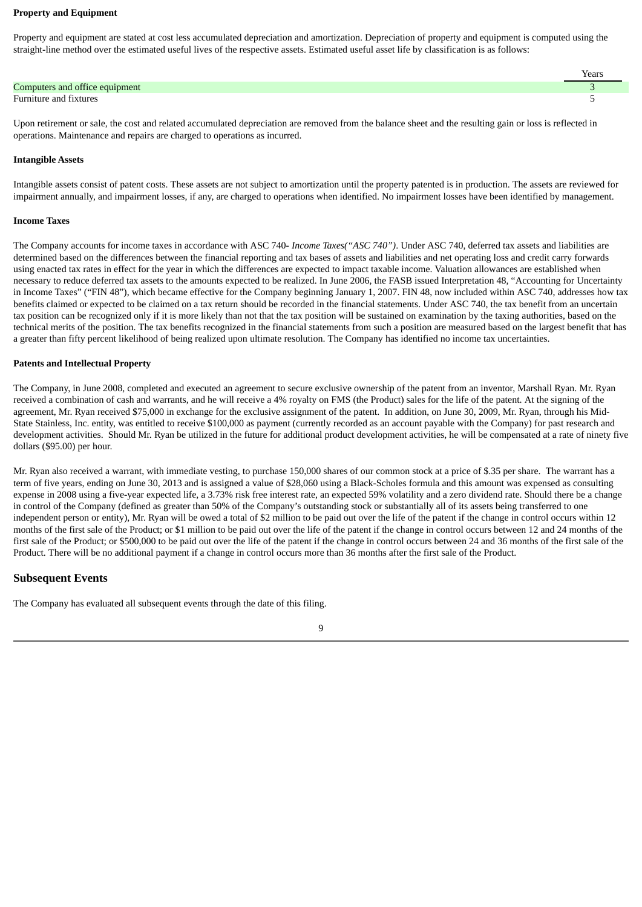**Property and Equipment**

Property and equipment are stated at cost less accumulated depreciation and amortization. Depreciation of property and equipment is computed using the straight-line method over the estimated useful lives of the respective assets. Estimated useful asset life by classification is as follows:

| | Years |
|---|---|
| Computers and office equipment | 3 |
| Furniture and fixtures | 5 |

Upon retirement or sale, the cost and related accumulated depreciation are removed from the balance sheet and the resulting gain or loss is reflected in operations. Maintenance and repairs are charged to operations as incurred.

**Intangible Assets**

Intangible assets consist of patent costs. These assets are not subject to amortization until the property patented is in production. The assets are reviewed for impairment annually, and impairment losses, if any, are charged to operations when identified. No impairment losses have been identified by management.

**Income Taxes**

The Company accounts for income taxes in accordance with ASC 740- *Income Taxes("ASC 740")*. Under ASC 740, deferred tax assets and liabilities are determined based on the differences between the financial reporting and tax bases of assets and liabilities and net operating loss and credit carry forwards using enacted tax rates in effect for the year in which the differences are expected to impact taxable income. Valuation allowances are established when necessary to reduce deferred tax assets to the amounts expected to be realized. In June 2006, the FASB issued Interpretation 48, "Accounting for Uncertainty in Income Taxes" ("FIN 48"), which became effective for the Company beginning January 1, 2007. FIN 48, now included within ASC 740, addresses how tax benefits claimed or expected to be claimed on a tax return should be recorded in the financial statements. Under ASC 740, the tax benefit from an uncertain tax position can be recognized only if it is more likely than not that the tax position will be sustained on examination by the taxing authorities, based on the technical merits of the position. The tax benefits recognized in the financial statements from such a position are measured based on the largest benefit that has a greater than fifty percent likelihood of being realized upon ultimate resolution. The Company has identified no income tax uncertainties.

**Patents and Intellectual Property**

The Company, in June 2008, completed and executed an agreement to secure exclusive ownership of the patent from an inventor, Marshall Ryan. Mr. Ryan received a combination of cash and warrants, and he will receive a 4% royalty on FMS (the Product) sales for the life of the patent. At the signing of the agreement, Mr. Ryan received $75,000 in exchange for the exclusive assignment of the patent. In addition, on June 30, 2009, Mr. Ryan, through his Mid-State Stainless, Inc. entity, was entitled to receive $100,000 as payment (currently recorded as an account payable with the Company) for past research and development activities. Should Mr. Ryan be utilized in the future for additional product development activities, he will be compensated at a rate of ninety five dollars ($95.00) per hour.

Mr. Ryan also received a warrant, with immediate vesting, to purchase 150,000 shares of our common stock at a price of $.35 per share. The warrant has a term of five years, ending on June 30, 2013 and is assigned a value of $28,060 using a Black-Scholes formula and this amount was expensed as consulting expense in 2008 using a five-year expected life, a 3.73% risk free interest rate, an expected 59% volatility and a zero dividend rate. Should there be a change in control of the Company (defined as greater than 50% of the Company's outstanding stock or substantially all of its assets being transferred to one independent person or entity), Mr. Ryan will be owed a total of $2 million to be paid out over the life of the patent if the change in control occurs within 12 months of the first sale of the Product; or $1 million to be paid out over the life of the patent if the change in control occurs between 12 and 24 months of the first sale of the Product; or $500,000 to be paid out over the life of the patent if the change in control occurs between 24 and 36 months of the first sale of the Product. There will be no additional payment if a change in control occurs more than 36 months after the first sale of the Product.

## Subsequent Events

The Company has evaluated all subsequent events through the date of this filing.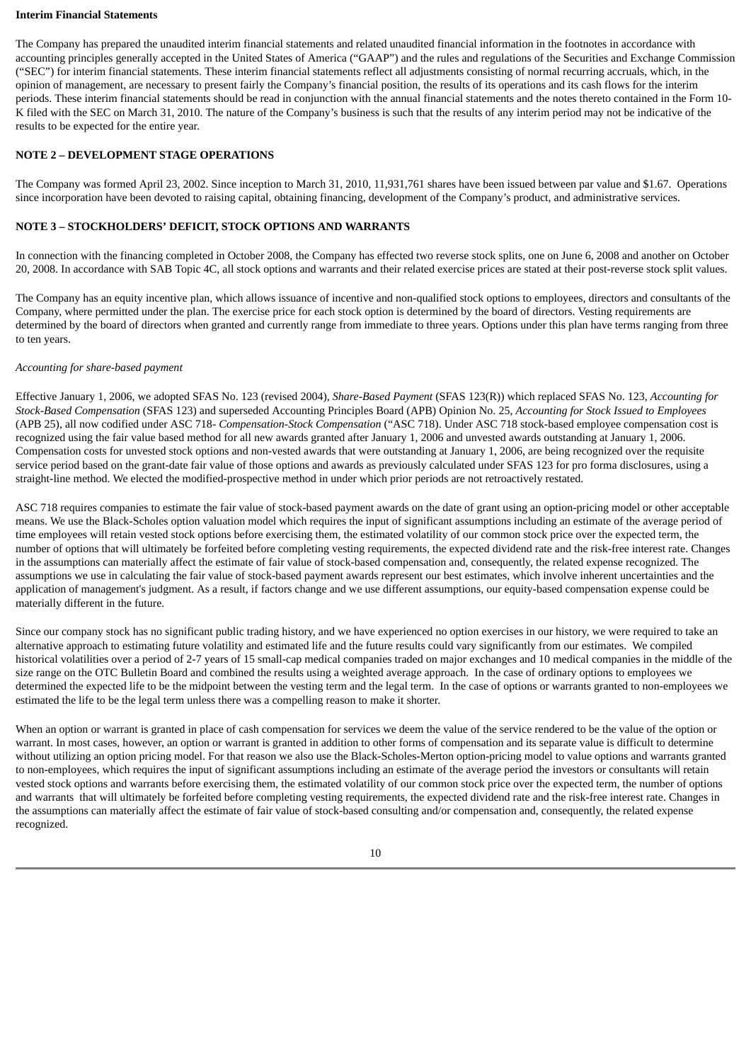**Interim Financial Statements**

The Company has prepared the unaudited interim financial statements and related unaudited financial information in the footnotes in accordance with accounting principles generally accepted in the United States of America ("GAAP") and the rules and regulations of the Securities and Exchange Commission ("SEC") for interim financial statements. These interim financial statements reflect all adjustments consisting of normal recurring accruals, which, in the opinion of management, are necessary to present fairly the Company's financial position, the results of its operations and its cash flows for the interim periods. These interim financial statements should be read in conjunction with the annual financial statements and the notes thereto contained in the Form 10-K filed with the SEC on March 31, 2010. The nature of the Company's business is such that the results of any interim period may not be indicative of the results to be expected for the entire year.

**NOTE 2 – DEVELOPMENT STAGE OPERATIONS**

The Company was formed April 23, 2002. Since inception to March 31, 2010, 11,931,761 shares have been issued between par value and $1.67. Operations since incorporation have been devoted to raising capital, obtaining financing, development of the Company's product, and administrative services.

**NOTE 3 – STOCKHOLDERS' DEFICIT, STOCK OPTIONS AND WARRANTS**

In connection with the financing completed in October 2008, the Company has effected two reverse stock splits, one on June 6, 2008 and another on October 20, 2008. In accordance with SAB Topic 4C, all stock options and warrants and their related exercise prices are stated at their post-reverse stock split values.

The Company has an equity incentive plan, which allows issuance of incentive and non-qualified stock options to employees, directors and consultants of the Company, where permitted under the plan. The exercise price for each stock option is determined by the board of directors. Vesting requirements are determined by the board of directors when granted and currently range from immediate to three years. Options under this plan have terms ranging from three to ten years.

*Accounting for share-based payment*

Effective January 1, 2006, we adopted SFAS No. 123 (revised 2004), *Share-Based Payment* (SFAS 123(R)) which replaced SFAS No. 123, *Accounting for Stock-Based Compensation* (SFAS 123) and superseded Accounting Principles Board (APB) Opinion No. 25, *Accounting for Stock Issued to Employees* (APB 25), all now codified under ASC 718- *Compensation-Stock Compensation* ("ASC 718). Under ASC 718 stock-based employee compensation cost is recognized using the fair value based method for all new awards granted after January 1, 2006 and unvested awards outstanding at January 1, 2006. Compensation costs for unvested stock options and non-vested awards that were outstanding at January 1, 2006, are being recognized over the requisite service period based on the grant-date fair value of those options and awards as previously calculated under SFAS 123 for pro forma disclosures, using a straight-line method. We elected the modified-prospective method in under which prior periods are not retroactively restated.

ASC 718 requires companies to estimate the fair value of stock-based payment awards on the date of grant using an option-pricing model or other acceptable means. We use the Black-Scholes option valuation model which requires the input of significant assumptions including an estimate of the average period of time employees will retain vested stock options before exercising them, the estimated volatility of our common stock price over the expected term, the number of options that will ultimately be forfeited before completing vesting requirements, the expected dividend rate and the risk-free interest rate. Changes in the assumptions can materially affect the estimate of fair value of stock-based compensation and, consequently, the related expense recognized. The assumptions we use in calculating the fair value of stock-based payment awards represent our best estimates, which involve inherent uncertainties and the application of management's judgment. As a result, if factors change and we use different assumptions, our equity-based compensation expense could be materially different in the future.

Since our company stock has no significant public trading history, and we have experienced no option exercises in our history, we were required to take an alternative approach to estimating future volatility and estimated life and the future results could vary significantly from our estimates. We compiled historical volatilities over a period of 2-7 years of 15 small-cap medical companies traded on major exchanges and 10 medical companies in the middle of the size range on the OTC Bulletin Board and combined the results using a weighted average approach. In the case of ordinary options to employees we determined the expected life to be the midpoint between the vesting term and the legal term. In the case of options or warrants granted to non-employees we estimated the life to be the legal term unless there was a compelling reason to make it shorter.

When an option or warrant is granted in place of cash compensation for services we deem the value of the service rendered to be the value of the option or warrant. In most cases, however, an option or warrant is granted in addition to other forms of compensation and its separate value is difficult to determine without utilizing an option pricing model. For that reason we also use the Black-Scholes-Merton option-pricing model to value options and warrants granted to non-employees, which requires the input of significant assumptions including an estimate of the average period the investors or consultants will retain vested stock options and warrants before exercising them, the estimated volatility of our common stock price over the expected term, the number of options and warrants that will ultimately be forfeited before completing vesting requirements, the expected dividend rate and the risk-free interest rate. Changes in the assumptions can materially affect the estimate of fair value of stock-based consulting and/or compensation and, consequently, the related expense recognized.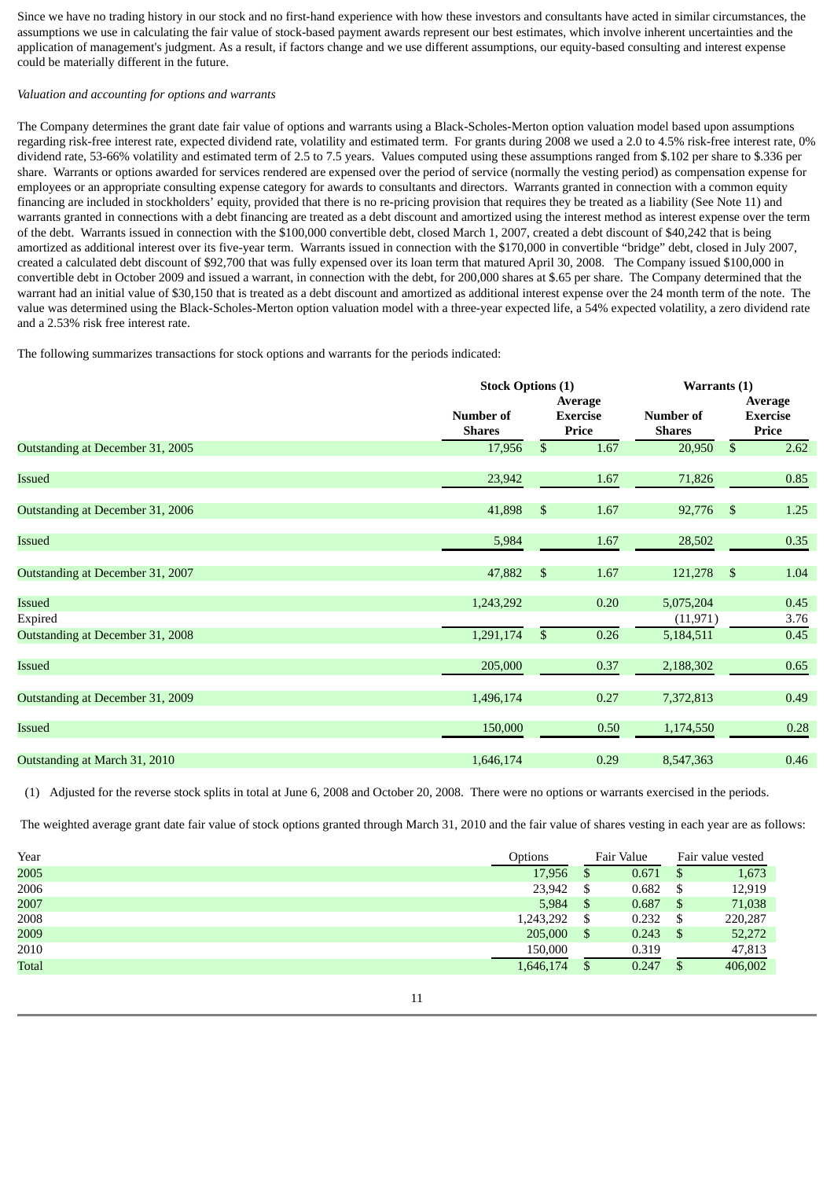Since we have no trading history in our stock and no first-hand experience with how these investors and consultants have acted in similar circumstances, the assumptions we use in calculating the fair value of stock-based payment awards represent our best estimates, which involve inherent uncertainties and the application of management's judgment. As a result, if factors change and we use different assumptions, our equity-based consulting and interest expense could be materially different in the future.

*Valuation and accounting for options and warrants*

The Company determines the grant date fair value of options and warrants using a Black-Scholes-Merton option valuation model based upon assumptions regarding risk-free interest rate, expected dividend rate, volatility and estimated term. For grants during 2008 we used a 2.0 to 4.5% risk-free interest rate, 0% dividend rate, 53-66% volatility and estimated term of 2.5 to 7.5 years. Values computed using these assumptions ranged from $.102 per share to $.336 per share. Warrants or options awarded for services rendered are expensed over the period of service (normally the vesting period) as compensation expense for employees or an appropriate consulting expense category for awards to consultants and directors. Warrants granted in connection with a common equity financing are included in stockholders' equity, provided that there is no re-pricing provision that requires they be treated as a liability (See Note 11) and warrants granted in connections with a debt financing are treated as a debt discount and amortized using the interest method as interest expense over the term of the debt. Warrants issued in connection with the $100,000 convertible debt, closed March 1, 2007, created a debt discount of $40,242 that is being amortized as additional interest over its five-year term. Warrants issued in connection with the $170,000 in convertible "bridge" debt, closed in July 2007, created a calculated debt discount of $92,700 that was fully expensed over its loan term that matured April 30, 2008. The Company issued $100,000 in convertible debt in October 2009 and issued a warrant, in connection with the debt, for 200,000 shares at $.65 per share. The Company determined that the warrant had an initial value of $30,150 that is treated as a debt discount and amortized as additional interest expense over the 24 month term of the note. The value was determined using the Black-Scholes-Merton option valuation model with a three-year expected life, a 54% expected volatility, a zero dividend rate and a 2.53% risk free interest rate.

The following summarizes transactions for stock options and warrants for the periods indicated:

| | Stock Options (1) | | Warrants (1) | |
|---|---|---|---|---|
| | Number of Shares | Average Exercise Price | Number of Shares | Average Exercise Price |
| Outstanding at December 31, 2005 | 17,956 | $ 1.67 | 20,950 | $ 2.62 |
| Issued | 23,942 | 1.67 | 71,826 | 0.85 |
| Outstanding at December 31, 2006 | 41,898 | $ 1.67 | 92,776 | $ 1.25 |
| Issued | 5,984 | 1.67 | 28,502 | 0.35 |
| Outstanding at December 31, 2007 | 47,882 | $ 1.67 | 121,278 | $ 1.04 |
| Issued | 1,243,292 | 0.20 | 5,075,204 | 0.45 |
| Expired | | | (11,971) | 3.76 |
| Outstanding at December 31, 2008 | 1,291,174 | $ 0.26 | 5,184,511 | 0.45 |
| Issued | 205,000 | 0.37 | 2,188,302 | 0.65 |
| Outstanding at December 31, 2009 | 1,496,174 | 0.27 | 7,372,813 | 0.49 |
| Issued | 150,000 | 0.50 | 1,174,550 | 0.28 |
| Outstanding at March 31, 2010 | 1,646,174 | 0.29 | 8,547,363 | 0.46 |

(1) Adjusted for the reverse stock splits in total at June 6, 2008 and October 20, 2008. There were no options or warrants exercised in the periods.

The weighted average grant date fair value of stock options granted through March 31, 2010 and the fair value of shares vesting in each year are as follows:

| Year | Options | Fair Value | Fair value vested |
|---|---|---|---|
| 2005 | 17,956 | $ 0.671 | $ 1,673 |
| 2006 | 23,942 | $ 0.682 | $ 12,919 |
| 2007 | 5,984 | $ 0.687 | $ 71,038 |
| 2008 | 1,243,292 | $ 0.232 | $ 220,287 |
| 2009 | 205,000 | $ 0.243 | $ 52,272 |
| 2010 | 150,000 | 0.319 | 47,813 |
| Total | 1,646,174 | $ 0.247 | $ 406,002 |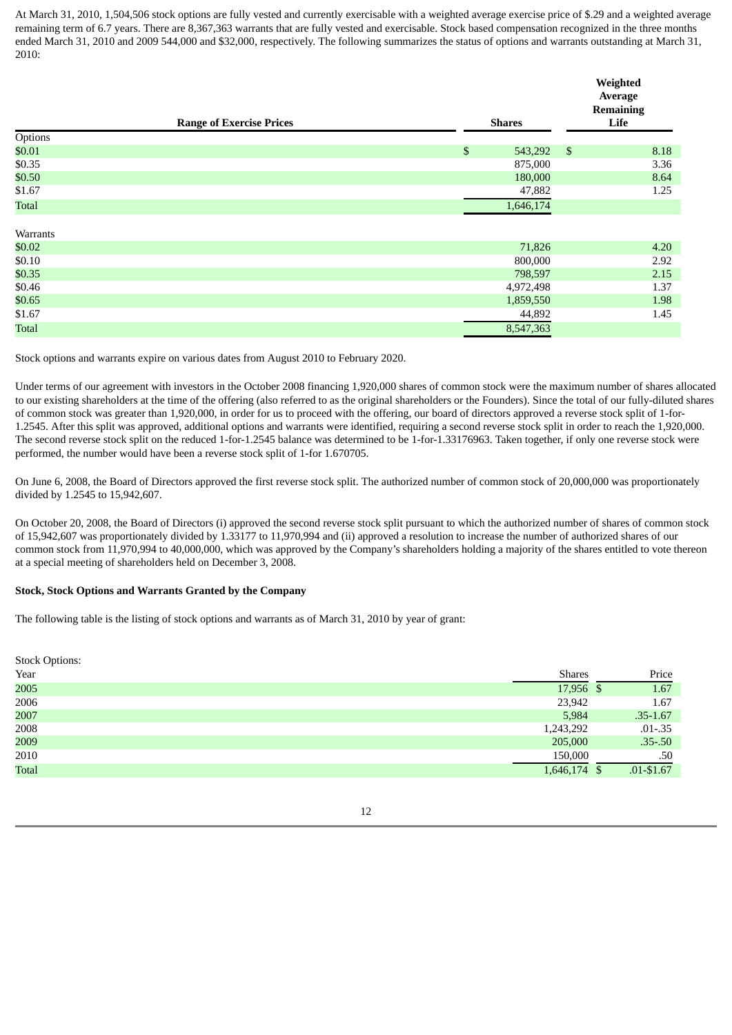At March 31, 2010, 1,504,506 stock options are fully vested and currently exercisable with a weighted average exercise price of $.29 and a weighted average remaining term of 6.7 years. There are 8,367,363 warrants that are fully vested and exercisable. Stock based compensation recognized in the three months ended March 31, 2010 and 2009 544,000 and $32,000, respectively. The following summarizes the status of options and warrants outstanding at March 31, 2010:

| Range of Exercise Prices | Shares | Weighted Average Remaining Life |
|---|---|---|
| Options | | |
| $0.01 | $ 543,292 | $ 8.18 |
| $0.35 | 875,000 | 3.36 |
| $0.50 | 180,000 | 8.64 |
| $1.67 | 47,882 | 1.25 |
| Total | 1,646,174 | |
| Warrants | | |
| $0.02 | 71,826 | 4.20 |
| $0.10 | 800,000 | 2.92 |
| $0.35 | 798,597 | 2.15 |
| $0.46 | 4,972,498 | 1.37 |
| $0.65 | 1,859,550 | 1.98 |
| $1.67 | 44,892 | 1.45 |
| Total | 8,547,363 | |

Stock options and warrants expire on various dates from August 2010 to February 2020.

Under terms of our agreement with investors in the October 2008 financing 1,920,000 shares of common stock were the maximum number of shares allocated to our existing shareholders at the time of the offering (also referred to as the original shareholders or the Founders). Since the total of our fully-diluted shares of common stock was greater than 1,920,000, in order for us to proceed with the offering, our board of directors approved a reverse stock split of 1-for-1.2545. After this split was approved, additional options and warrants were identified, requiring a second reverse stock split in order to reach the 1,920,000. The second reverse stock split on the reduced 1-for-1.2545 balance was determined to be 1-for-1.33176963. Taken together, if only one reverse stock were performed, the number would have been a reverse stock split of 1-for 1.670705.

On June 6, 2008, the Board of Directors approved the first reverse stock split. The authorized number of common stock of 20,000,000 was proportionately divided by 1.2545 to 15,942,607.

On October 20, 2008, the Board of Directors (i) approved the second reverse stock split pursuant to which the authorized number of shares of common stock of 15,942,607 was proportionately divided by 1.33177 to 11,970,994 and (ii) approved a resolution to increase the number of authorized shares of our common stock from 11,970,994 to 40,000,000, which was approved by the Company's shareholders holding a majority of the shares entitled to vote thereon at a special meeting of shareholders held on December 3, 2008.

**Stock, Stock Options and Warrants Granted by the Company**

The following table is the listing of stock options and warrants as of March 31, 2010 by year of grant:

Stock Options:

| Year | Shares | Price |
|---|---|---|
| 2005 | 17,956 | $ 1.67 |
| 2006 | 23,942 | 1.67 |
| 2007 | 5,984 | .35-1.67 |
| 2008 | 1,243,292 | .01-.35 |
| 2009 | 205,000 | .35-.50 |
| 2010 | 150,000 | .50 |
| Total | 1,646,174 | $ .01-$1.67 |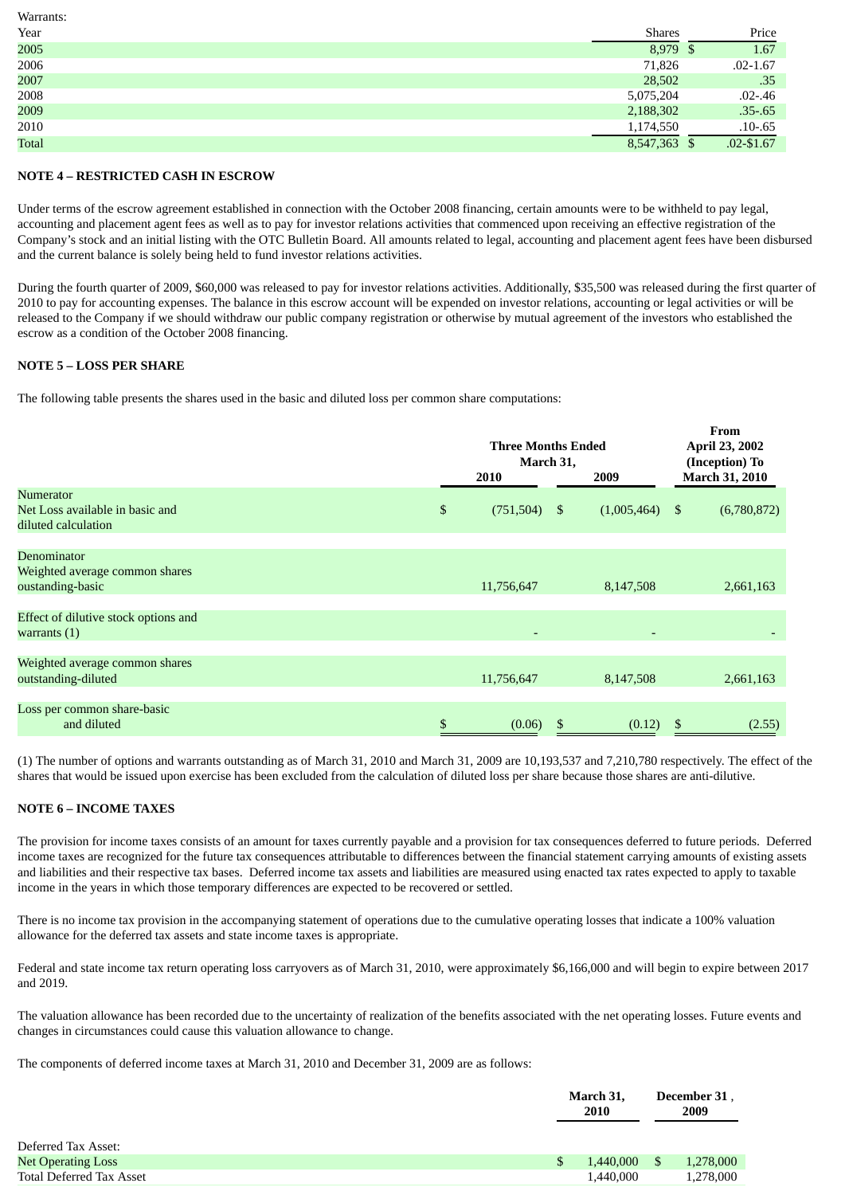Warrants:

| Year | Shares | Price |
|---|---|---|
| 2005 | 8,979 | $ 1.67 |
| 2006 | 71,826 | .02-1.67 |
| 2007 | 28,502 | .35 |
| 2008 | 5,075,204 | .02-.46 |
| 2009 | 2,188,302 | .35-.65 |
| 2010 | 1,174,550 | .10-.65 |
| Total | 8,547,363 | $ .02-$1.67 |

**NOTE 4 – RESTRICTED CASH IN ESCROW**

Under terms of the escrow agreement established in connection with the October 2008 financing, certain amounts were to be withheld to pay legal, accounting and placement agent fees as well as to pay for investor relations activities that commenced upon receiving an effective registration of the Company's stock and an initial listing with the OTC Bulletin Board. All amounts related to legal, accounting and placement agent fees have been disbursed and the current balance is solely being held to fund investor relations activities.

During the fourth quarter of 2009, $60,000 was released to pay for investor relations activities. Additionally, $35,500 was released during the first quarter of 2010 to pay for accounting expenses. The balance in this escrow account will be expended on investor relations, accounting or legal activities or will be released to the Company if we should withdraw our public company registration or otherwise by mutual agreement of the investors who established the escrow as a condition of the October 2008 financing.

**NOTE 5 – LOSS PER SHARE**

The following table presents the shares used in the basic and diluted loss per common share computations:

| | Three Months Ended March 31, 2010 | Three Months Ended March 31, 2009 | From April 23, 2002 (Inception) To March 31, 2010 |
|---|---|---|---|
| Numerator<br>Net Loss available in basic and diluted calculation | $ (751,504) | $ (1,005,464) | $ (6,780,872) |
| Denominator<br>Weighted average common shares oustanding-basic | 11,756,647 | 8,147,508 | 2,661,163 |
| Effect of dilutive stock options and warrants (1) | - | - | - |
| Weighted average common shares outstanding-diluted | 11,756,647 | 8,147,508 | 2,661,163 |
| Loss per common share-basic and diluted | $ (0.06) | $ (0.12) | $ (2.55) |

(1) The number of options and warrants outstanding as of March 31, 2010 and March 31, 2009 are 10,193,537 and 7,210,780 respectively. The effect of the shares that would be issued upon exercise has been excluded from the calculation of diluted loss per share because those shares are anti-dilutive.

**NOTE 6 – INCOME TAXES**

The provision for income taxes consists of an amount for taxes currently payable and a provision for tax consequences deferred to future periods. Deferred income taxes are recognized for the future tax consequences attributable to differences between the financial statement carrying amounts of existing assets and liabilities and their respective tax bases. Deferred income tax assets and liabilities are measured using enacted tax rates expected to apply to taxable income in the years in which those temporary differences are expected to be recovered or settled.

There is no income tax provision in the accompanying statement of operations due to the cumulative operating losses that indicate a 100% valuation allowance for the deferred tax assets and state income taxes is appropriate.

Federal and state income tax return operating loss carryovers as of March 31, 2010, were approximately $6,166,000 and will begin to expire between 2017 and 2019.

The valuation allowance has been recorded due to the uncertainty of realization of the benefits associated with the net operating losses. Future events and changes in circumstances could cause this valuation allowance to change.

The components of deferred income taxes at March 31, 2010 and December 31, 2009 are as follows:

| | March 31, 2010 | December 31 , 2009 |
|---|---|---|
| Deferred Tax Asset: | | |
| Net Operating Loss | $ 1,440,000 | $ 1,278,000 |
| Total Deferred Tax Asset | 1,440,000 | 1,278,000 |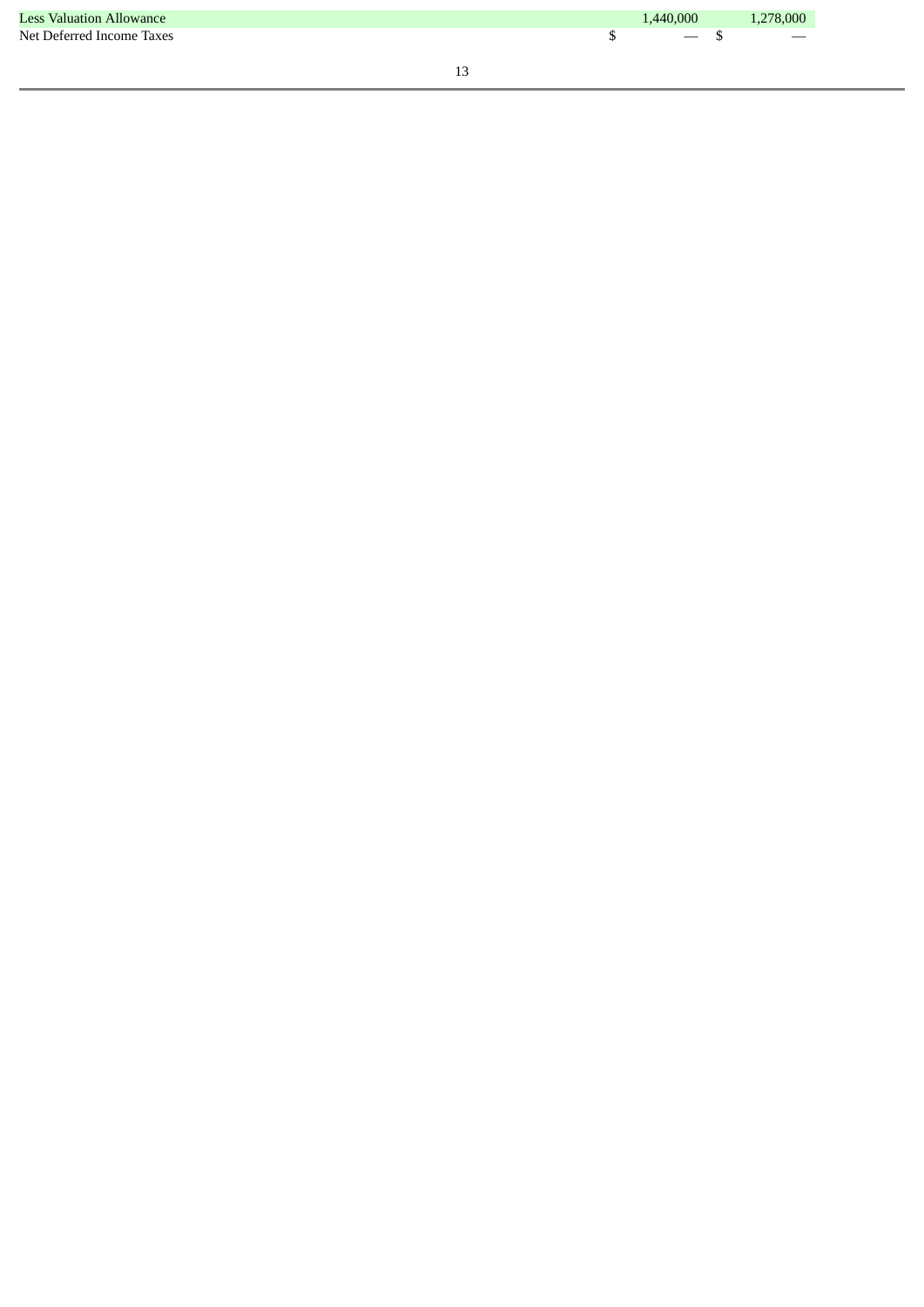| | | |
|---|---|---|
| Less Valuation Allowance | 1,440,000 | 1,278,000 |
| Net Deferred Income Taxes | $ — | $ — |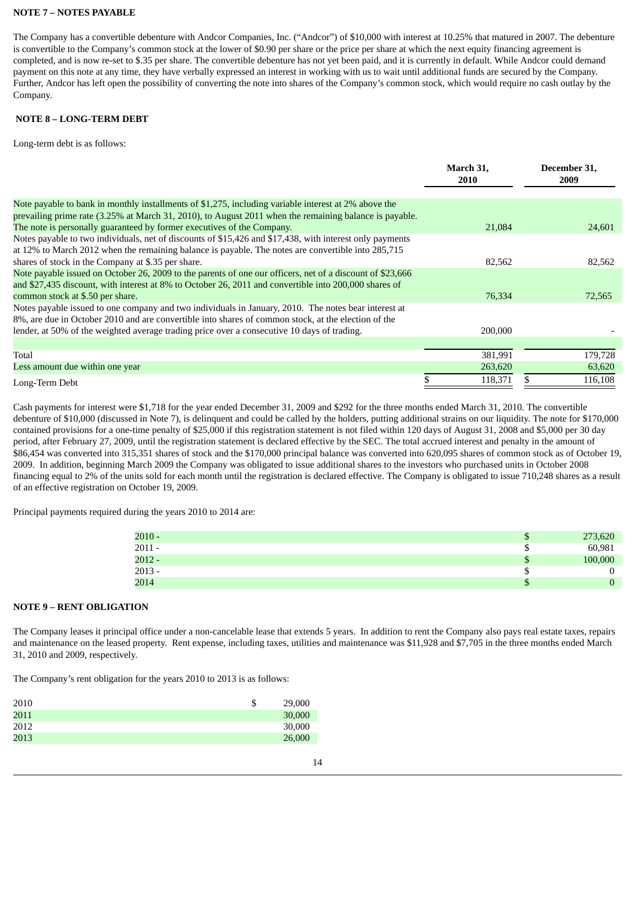**NOTE 7 – NOTES PAYABLE**

The Company has a convertible debenture with Andcor Companies, Inc. ("Andcor") of $10,000 with interest at 10.25% that matured in 2007. The debenture is convertible to the Company's common stock at the lower of $0.90 per share or the price per share at which the next equity financing agreement is completed, and is now re-set to $.35 per share. The convertible debenture has not yet been paid, and it is currently in default. While Andcor could demand payment on this note at any time, they have verbally expressed an interest in working with us to wait until additional funds are secured by the Company. Further, Andcor has left open the possibility of converting the note into shares of the Company's common stock, which would require no cash outlay by the Company.

**NOTE 8 – LONG-TERM DEBT**

Long-term debt is as follows:

| | March 31, 2010 | December 31, 2009 |
|---|---|---|
| Note payable to bank in monthly installments of $1,275, including variable interest at 2% above the prevailing prime rate (3.25% at March 31, 2010), to August 2011 when the remaining balance is payable. The note is personally guaranteed by former executives of the Company. | 21,084 | 24,601 |
| Notes payable to two individuals, net of discounts of $15,426 and $17,438, with interest only payments at 12% to March 2012 when the remaining balance is payable. The notes are convertible into 285,715 shares of stock in the Company at $.35 per share. | 82,562 | 82,562 |
| Note payable issued on October 26, 2009 to the parents of one our officers, net of a discount of $23,666 and $27,435 discount, with interest at 8% to October 26, 2011 and convertible into 200,000 shares of common stock at $.50 per share. | 76,334 | 72,565 |
| Notes payable issued to one company and two individuals in January, 2010. The notes bear interest at 8%, are due in October 2010 and are convertible into shares of common stock, at the election of the lender, at 50% of the weighted average trading price over a consecutive 10 days of trading. | 200,000 | - |
| Total | 381,991 | 179,728 |
| Less amount due within one year | 263,620 | 63,620 |
| Long-Term Debt | $ 118,371 | $ 116,108 |

Cash payments for interest were $1,718 for the year ended December 31, 2009 and $292 for the three months ended March 31, 2010. The convertible debenture of $10,000 (discussed in Note 7), is delinquent and could be called by the holders, putting additional strains on our liquidity. The note for $170,000 contained provisions for a one-time penalty of $25,000 if this registration statement is not filed within 120 days of August 31, 2008 and $5,000 per 30 day period, after February 27, 2009, until the registration statement is declared effective by the SEC. The total accrued interest and penalty in the amount of $86,454 was converted into 315,351 shares of stock and the $170,000 principal balance was converted into 620,095 shares of common stock as of October 19, 2009. In addition, beginning March 2009 the Company was obligated to issue additional shares to the investors who purchased units in October 2008 financing equal to 2% of the units sold for each month until the registration is declared effective. The Company is obligated to issue 710,248 shares as a result of an effective registration on October 19, 2009.

Principal payments required during the years 2010 to 2014 are:

| | |
|---|---|
| 2010 - | $ 273,620 |
| 2011 - | $ 60,981 |
| 2012 - | $ 100,000 |
| 2013 - | $ 0 |
| 2014 | $ 0 |

**NOTE 9 – RENT OBLIGATION**

The Company leases it principal office under a non-cancelable lease that extends 5 years. In addition to rent the Company also pays real estate taxes, repairs and maintenance on the leased property. Rent expense, including taxes, utilities and maintenance was $11,928 and $7,705 in the three months ended March 31, 2010 and 2009, respectively.

The Company's rent obligation for the years 2010 to 2013 is as follows:

| | |
|---|---|
| 2010 | $ 29,000 |
| 2011 | 30,000 |
| 2012 | 30,000 |
| 2013 | 26,000 |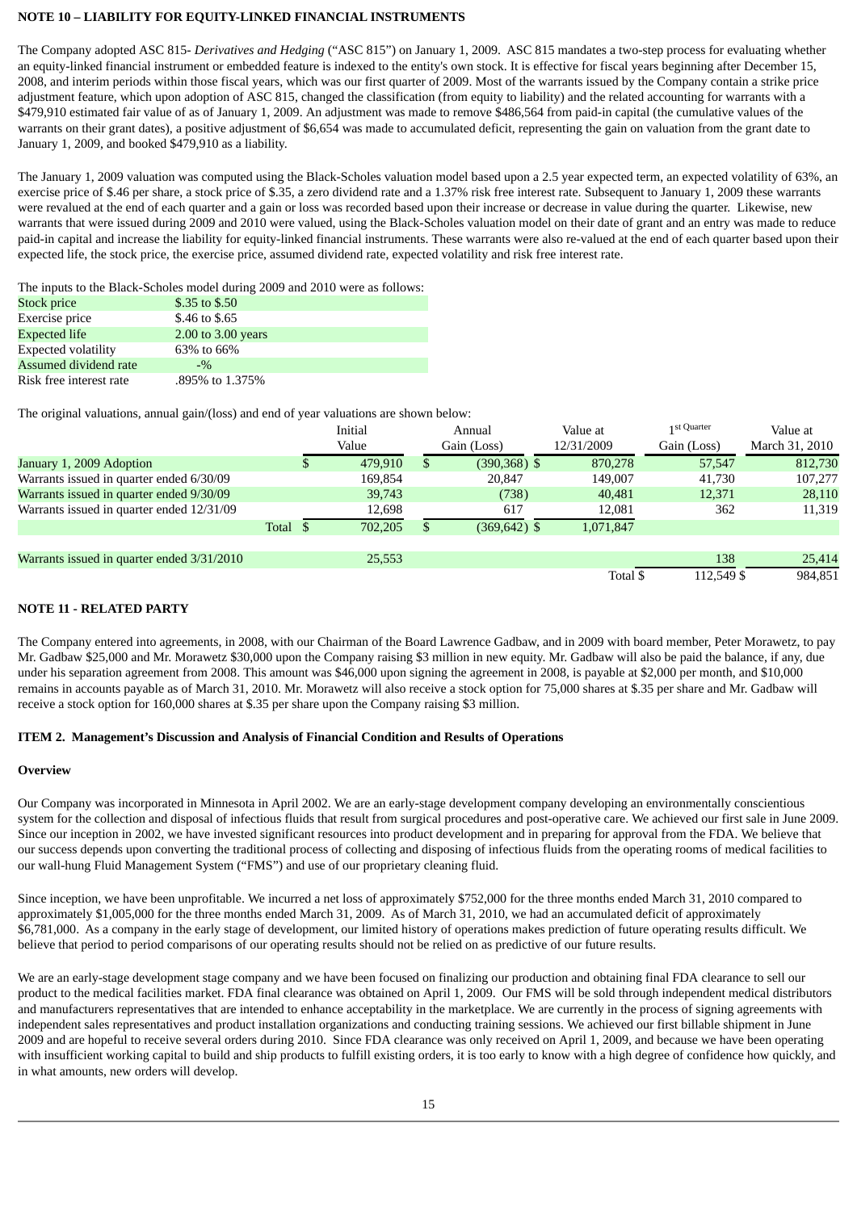**NOTE 10 – LIABILITY FOR EQUITY-LINKED FINANCIAL INSTRUMENTS**

The Company adopted ASC 815- *Derivatives and Hedging* ("ASC 815") on January 1, 2009. ASC 815 mandates a two-step process for evaluating whether an equity-linked financial instrument or embedded feature is indexed to the entity's own stock. It is effective for fiscal years beginning after December 15, 2008, and interim periods within those fiscal years, which was our first quarter of 2009. Most of the warrants issued by the Company contain a strike price adjustment feature, which upon adoption of ASC 815, changed the classification (from equity to liability) and the related accounting for warrants with a $479,910 estimated fair value of as of January 1, 2009. An adjustment was made to remove $486,564 from paid-in capital (the cumulative values of the warrants on their grant dates), a positive adjustment of $6,654 was made to accumulated deficit, representing the gain on valuation from the grant date to January 1, 2009, and booked $479,910 as a liability.

The January 1, 2009 valuation was computed using the Black-Scholes valuation model based upon a 2.5 year expected term, an expected volatility of 63%, an exercise price of $.46 per share, a stock price of $.35, a zero dividend rate and a 1.37% risk free interest rate. Subsequent to January 1, 2009 these warrants were revalued at the end of each quarter and a gain or loss was recorded based upon their increase or decrease in value during the quarter. Likewise, new warrants that were issued during 2009 and 2010 were valued, using the Black-Scholes valuation model on their date of grant and an entry was made to reduce paid-in capital and increase the liability for equity-linked financial instruments. These warrants were also re-valued at the end of each quarter based upon their expected life, the stock price, the exercise price, assumed dividend rate, expected volatility and risk free interest rate.

The inputs to the Black-Scholes model during 2009 and 2010 were as follows:

| | |
|---|---|
| Stock price | $.35 to $.50 |
| Exercise price | $.46 to $.65 |
| Expected life | 2.00 to 3.00 years |
| Expected volatility | 63% to 66% |
| Assumed dividend rate | -% |
| Risk free interest rate | .895% to 1.375% |

The original valuations, annual gain/(loss) and end of year valuations are shown below:

| | Initial Value | Annual Gain (Loss) | Value at 12/31/2009 | 1st Quarter Gain (Loss) | Value at March 31, 2010 |
|---|---|---|---|---|---|
| January 1, 2009 Adoption | $ 479,910 | $ (390,368) | $ 870,278 | 57,547 | 812,730 |
| Warrants issued in quarter ended 6/30/09 | 169,854 | 20,847 | 149,007 | 41,730 | 107,277 |
| Warrants issued in quarter ended 9/30/09 | 39,743 | (738) | 40,481 | 12,371 | 28,110 |
| Warrants issued in quarter ended 12/31/09 | 12,698 | 617 | 12,081 | 362 | 11,319 |
| Total | $ 702,205 | $ (369,642) | $ 1,071,847 | | |
| | | | | | |
| Warrants issued in quarter ended 3/31/2010 | 25,553 | | | 138 | 25,414 |
| | | | Total | $ 112,549 | $ 984,851 |

**NOTE 11 - RELATED PARTY**

The Company entered into agreements, in 2008, with our Chairman of the Board Lawrence Gadbaw, and in 2009 with board member, Peter Morawetz, to pay Mr. Gadbaw $25,000 and Mr. Morawetz $30,000 upon the Company raising $3 million in new equity. Mr. Gadbaw will also be paid the balance, if any, due under his separation agreement from 2008. This amount was $46,000 upon signing the agreement in 2008, is payable at $2,000 per month, and $10,000 remains in accounts payable as of March 31, 2010. Mr. Morawetz will also receive a stock option for 75,000 shares at $.35 per share and Mr. Gadbaw will receive a stock option for 160,000 shares at $.35 per share upon the Company raising $3 million.

**ITEM 2. Management's Discussion and Analysis of Financial Condition and Results of Operations**

**Overview**

Our Company was incorporated in Minnesota in April 2002. We are an early-stage development company developing an environmentally conscientious system for the collection and disposal of infectious fluids that result from surgical procedures and post-operative care. We achieved our first sale in June 2009. Since our inception in 2002, we have invested significant resources into product development and in preparing for approval from the FDA. We believe that our success depends upon converting the traditional process of collecting and disposing of infectious fluids from the operating rooms of medical facilities to our wall-hung Fluid Management System ("FMS") and use of our proprietary cleaning fluid.

Since inception, we have been unprofitable. We incurred a net loss of approximately $752,000 for the three months ended March 31, 2010 compared to approximately $1,005,000 for the three months ended March 31, 2009. As of March 31, 2010, we had an accumulated deficit of approximately $6,781,000. As a company in the early stage of development, our limited history of operations makes prediction of future operating results difficult. We believe that period to period comparisons of our operating results should not be relied on as predictive of our future results.

We are an early-stage development stage company and we have been focused on finalizing our production and obtaining final FDA clearance to sell our product to the medical facilities market. FDA final clearance was obtained on April 1, 2009. Our FMS will be sold through independent medical distributors and manufacturers representatives that are intended to enhance acceptability in the marketplace. We are currently in the process of signing agreements with independent sales representatives and product installation organizations and conducting training sessions. We achieved our first billable shipment in June 2009 and are hopeful to receive several orders during 2010. Since FDA clearance was only received on April 1, 2009, and because we have been operating with insufficient working capital to build and ship products to fulfill existing orders, it is too early to know with a high degree of confidence how quickly, and in what amounts, new orders will develop.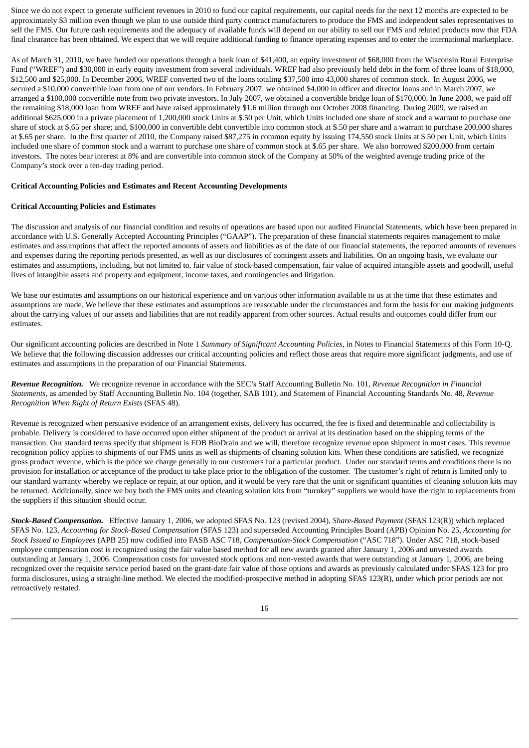Since we do not expect to generate sufficient revenues in 2010 to fund our capital requirements, our capital needs for the next 12 months are expected to be approximately $3 million even though we plan to use outside third party contract manufacturers to produce the FMS and independent sales representatives to sell the FMS. Our future cash requirements and the adequacy of available funds will depend on our ability to sell our FMS and related products now that FDA final clearance has been obtained. We expect that we will require additional funding to finance operating expenses and to enter the international marketplace.

As of March 31, 2010, we have funded our operations through a bank loan of $41,400, an equity investment of $68,000 from the Wisconsin Rural Enterprise Fund ("WREF") and $30,000 in early equity investment from several individuals. WREF had also previously held debt in the form of three loans of $18,000, $12,500 and $25,000. In December 2006, WREF converted two of the loans totaling $37,500 into 43,000 shares of common stock. In August 2006, we secured a $10,000 convertible loan from one of our vendors. In February 2007, we obtained $4,000 in officer and director loans and in March 2007, we arranged a $100,000 convertible note from two private investors. In July 2007, we obtained a convertible bridge loan of $170,000. In June 2008, we paid off the remaining $18,000 loan from WREF and have raised approximately $1.6 million through our October 2008 financing. During 2009, we raised an additional $625,000 in a private placement of 1,200,000 stock Units at $.50 per Unit, which Units included one share of stock and a warrant to purchase one share of stock at $.65 per share; and, $100,000 in convertible debt convertible into common stock at $.50 per share and a warrant to purchase 200,000 shares at $.65 per share. In the first quarter of 2010, the Company raised $87,275 in common equity by issuing 174,550 stock Units at $.50 per Unit, which Units included one share of common stock and a warrant to purchase one share of common stock at $.65 per share. We also borrowed $200,000 from certain investors. The notes bear interest at 8% and are convertible into common stock of the Company at 50% of the weighted average trading price of the Company's stock over a ten-day trading period.

**Critical Accounting Policies and Estimates and Recent Accounting Developments**

**Critical Accounting Policies and Estimates**

The discussion and analysis of our financial condition and results of operations are based upon our audited Financial Statements, which have been prepared in accordance with U.S. Generally Accepted Accounting Principles ("GAAP"). The preparation of these financial statements requires management to make estimates and assumptions that affect the reported amounts of assets and liabilities as of the date of our financial statements, the reported amounts of revenues and expenses during the reporting periods presented, as well as our disclosures of contingent assets and liabilities. On an ongoing basis, we evaluate our estimates and assumptions, including, but not limited to, fair value of stock-based compensation, fair value of acquired intangible assets and goodwill, useful lives of intangible assets and property and equipment, income taxes, and contingencies and litigation.

We base our estimates and assumptions on our historical experience and on various other information available to us at the time that these estimates and assumptions are made. We believe that these estimates and assumptions are reasonable under the circumstances and form the basis for our making judgments about the carrying values of our assets and liabilities that are not readily apparent from other sources. Actual results and outcomes could differ from our estimates.

Our significant accounting policies are described in Note 1 *Summary of Significant Accounting Policies*, in Notes to Financial Statements of this Form 10-Q. We believe that the following discussion addresses our critical accounting policies and reflect those areas that require more significant judgments, and use of estimates and assumptions in the preparation of our Financial Statements.

***Revenue Recognition.*** We recognize revenue in accordance with the SEC's Staff Accounting Bulletin No. 101, *Revenue Recognition in Financial Statements*, as amended by Staff Accounting Bulletin No. 104 (together, SAB 101), and Statement of Financial Accounting Standards No. 48, *Revenue Recognition When Right of Return Exists* (SFAS 48).

Revenue is recognized when persuasive evidence of an arrangement exists, delivery has occurred, the fee is fixed and determinable and collectability is probable. Delivery is considered to have occurred upon either shipment of the product or arrival at its destination based on the shipping terms of the transaction. Our standard terms specify that shipment is FOB BioDrain and we will, therefore recognize revenue upon shipment in most cases. This revenue recognition policy applies to shipments of our FMS units as well as shipments of cleaning solution kits. When these conditions are satisfied, we recognize gross product revenue, which is the price we charge generally to our customers for a particular product. Under our standard terms and conditions there is no provision for installation or acceptance of the product to take place prior to the obligation of the customer. The customer's right of return is limited only to our standard warranty whereby we replace or repair, at our option, and it would be very rare that the unit or significant quantities of cleaning solution kits may be returned. Additionally, since we buy both the FMS units and cleaning solution kits from "turnkey" suppliers we would have the right to replacements from the suppliers if this situation should occur.

***Stock-Based Compensation.*** Effective January 1, 2006, we adopted SFAS No. 123 (revised 2004), *Share-Based Payment* (SFAS 123(R)) which replaced SFAS No. 123, *Accounting for Stock-Based Compensation* (SFAS 123) and superseded Accounting Principles Board (APB) Opinion No. 25, *Accounting for Stock Issued to Employees* (APB 25) now codified into FASB ASC 718, *Compensation-Stock Compensation* ("ASC 718"). Under ASC 718, stock-based employee compensation cost is recognized using the fair value based method for all new awards granted after January 1, 2006 and unvested awards outstanding at January 1, 2006. Compensation costs for unvested stock options and non-vested awards that were outstanding at January 1, 2006, are being recognized over the requisite service period based on the grant-date fair value of those options and awards as previously calculated under SFAS 123 for pro forma disclosures, using a straight-line method. We elected the modified-prospective method in adopting SFAS 123(R), under which prior periods are not retroactively restated.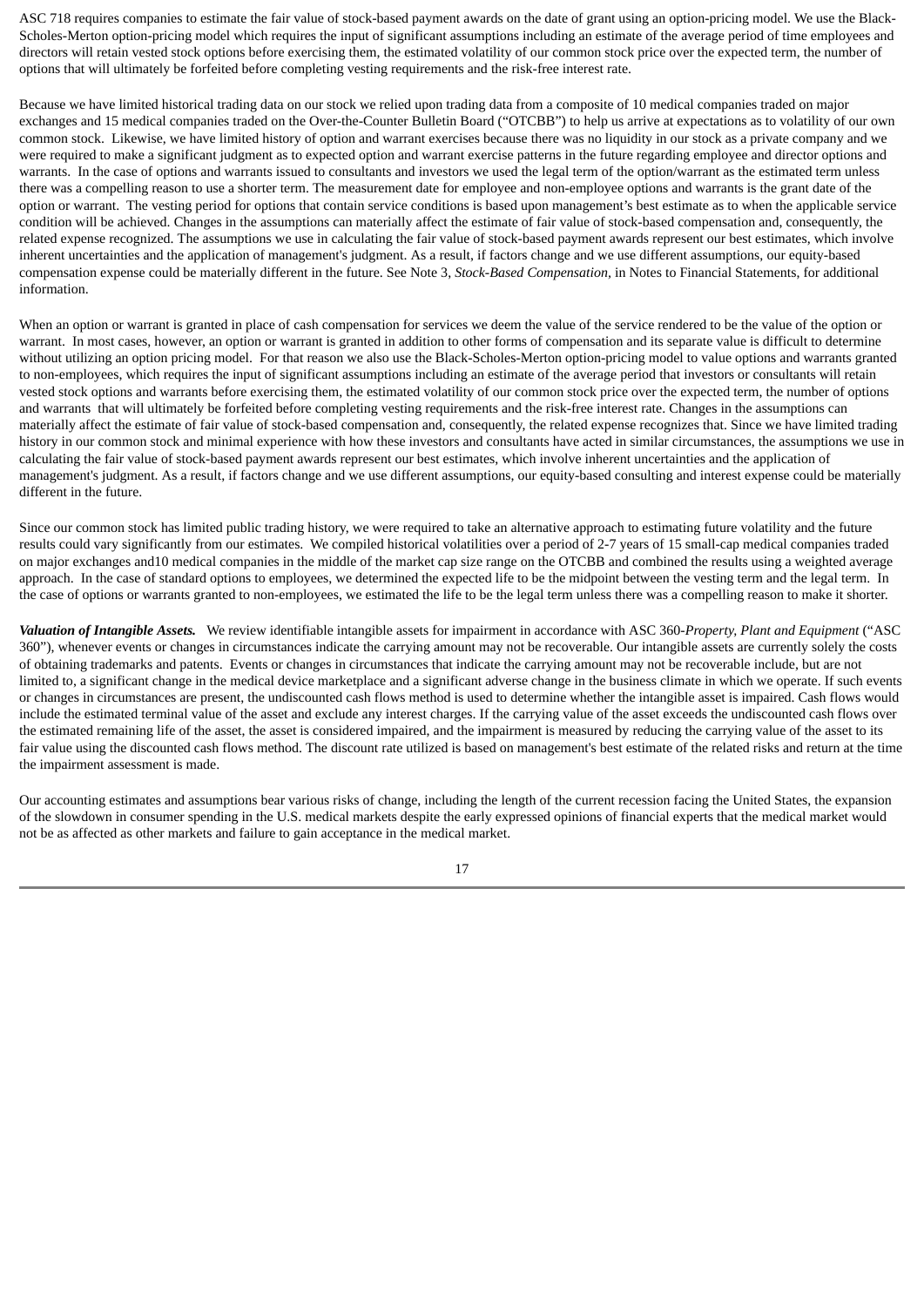ASC 718 requires companies to estimate the fair value of stock-based payment awards on the date of grant using an option-pricing model. We use the Black-Scholes-Merton option-pricing model which requires the input of significant assumptions including an estimate of the average period of time employees and directors will retain vested stock options before exercising them, the estimated volatility of our common stock price over the expected term, the number of options that will ultimately be forfeited before completing vesting requirements and the risk-free interest rate.

Because we have limited historical trading data on our stock we relied upon trading data from a composite of 10 medical companies traded on major exchanges and 15 medical companies traded on the Over-the-Counter Bulletin Board ("OTCBB") to help us arrive at expectations as to volatility of our own common stock. Likewise, we have limited history of option and warrant exercises because there was no liquidity in our stock as a private company and we were required to make a significant judgment as to expected option and warrant exercise patterns in the future regarding employee and director options and warrants. In the case of options and warrants issued to consultants and investors we used the legal term of the option/warrant as the estimated term unless there was a compelling reason to use a shorter term. The measurement date for employee and non-employee options and warrants is the grant date of the option or warrant. The vesting period for options that contain service conditions is based upon management's best estimate as to when the applicable service condition will be achieved. Changes in the assumptions can materially affect the estimate of fair value of stock-based compensation and, consequently, the related expense recognized. The assumptions we use in calculating the fair value of stock-based payment awards represent our best estimates, which involve inherent uncertainties and the application of management's judgment. As a result, if factors change and we use different assumptions, our equity-based compensation expense could be materially different in the future. See Note 3, *Stock-Based Compensation*, in Notes to Financial Statements, for additional information.

When an option or warrant is granted in place of cash compensation for services we deem the value of the service rendered to be the value of the option or warrant. In most cases, however, an option or warrant is granted in addition to other forms of compensation and its separate value is difficult to determine without utilizing an option pricing model. For that reason we also use the Black-Scholes-Merton option-pricing model to value options and warrants granted to non-employees, which requires the input of significant assumptions including an estimate of the average period that investors or consultants will retain vested stock options and warrants before exercising them, the estimated volatility of our common stock price over the expected term, the number of options and warrants that will ultimately be forfeited before completing vesting requirements and the risk-free interest rate. Changes in the assumptions can materially affect the estimate of fair value of stock-based compensation and, consequently, the related expense recognizes that. Since we have limited trading history in our common stock and minimal experience with how these investors and consultants have acted in similar circumstances, the assumptions we use in calculating the fair value of stock-based payment awards represent our best estimates, which involve inherent uncertainties and the application of management's judgment. As a result, if factors change and we use different assumptions, our equity-based consulting and interest expense could be materially different in the future.

Since our common stock has limited public trading history, we were required to take an alternative approach to estimating future volatility and the future results could vary significantly from our estimates. We compiled historical volatilities over a period of 2-7 years of 15 small-cap medical companies traded on major exchanges and10 medical companies in the middle of the market cap size range on the OTCBB and combined the results using a weighted average approach. In the case of standard options to employees, we determined the expected life to be the midpoint between the vesting term and the legal term. In the case of options or warrants granted to non-employees, we estimated the life to be the legal term unless there was a compelling reason to make it shorter.

***Valuation of Intangible Assets.*** We review identifiable intangible assets for impairment in accordance with ASC 360-*Property, Plant and Equipment* ("ASC 360"), whenever events or changes in circumstances indicate the carrying amount may not be recoverable. Our intangible assets are currently solely the costs of obtaining trademarks and patents. Events or changes in circumstances that indicate the carrying amount may not be recoverable include, but are not limited to, a significant change in the medical device marketplace and a significant adverse change in the business climate in which we operate. If such events or changes in circumstances are present, the undiscounted cash flows method is used to determine whether the intangible asset is impaired. Cash flows would include the estimated terminal value of the asset and exclude any interest charges. If the carrying value of the asset exceeds the undiscounted cash flows over the estimated remaining life of the asset, the asset is considered impaired, and the impairment is measured by reducing the carrying value of the asset to its fair value using the discounted cash flows method. The discount rate utilized is based on management's best estimate of the related risks and return at the time the impairment assessment is made.

Our accounting estimates and assumptions bear various risks of change, including the length of the current recession facing the United States, the expansion of the slowdown in consumer spending in the U.S. medical markets despite the early expressed opinions of financial experts that the medical market would not be as affected as other markets and failure to gain acceptance in the medical market.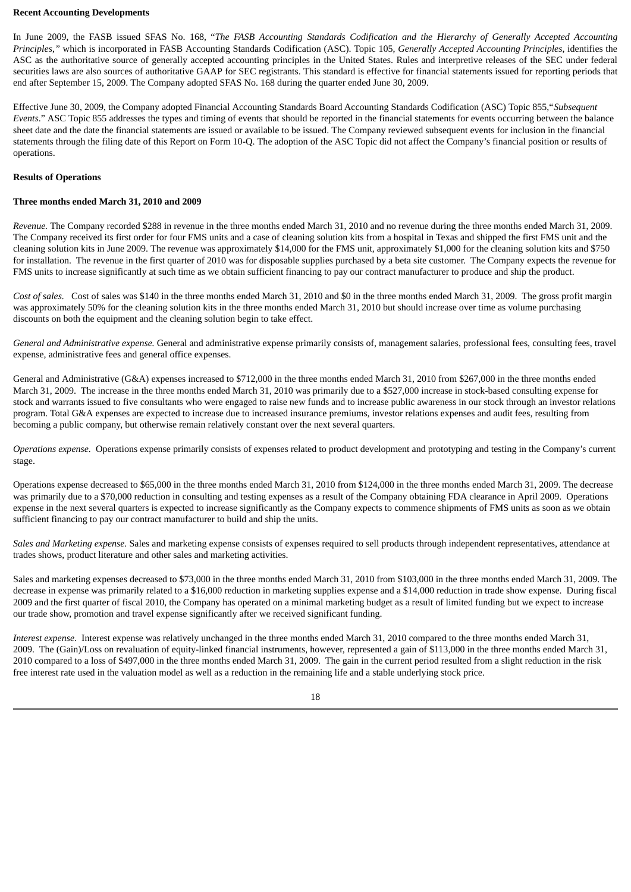**Recent Accounting Developments**

In June 2009, the FASB issued SFAS No. 168, "*The FASB Accounting Standards Codification and the Hierarchy of Generally Accepted Accounting Principles,*" which is incorporated in FASB Accounting Standards Codification (ASC). Topic 105, *Generally Accepted Accounting Principles*, identifies the ASC as the authoritative source of generally accepted accounting principles in the United States. Rules and interpretive releases of the SEC under federal securities laws are also sources of authoritative GAAP for SEC registrants. This standard is effective for financial statements issued for reporting periods that end after September 15, 2009. The Company adopted SFAS No. 168 during the quarter ended June 30, 2009.

Effective June 30, 2009, the Company adopted Financial Accounting Standards Board Accounting Standards Codification (ASC) Topic 855,"*Subsequent Events*." ASC Topic 855 addresses the types and timing of events that should be reported in the financial statements for events occurring between the balance sheet date and the date the financial statements are issued or available to be issued. The Company reviewed subsequent events for inclusion in the financial statements through the filing date of this Report on Form 10-Q. The adoption of the ASC Topic did not affect the Company's financial position or results of operations.

**Results of Operations**

**Three months ended March 31, 2010 and 2009**

*Revenue.* The Company recorded $288 in revenue in the three months ended March 31, 2010 and no revenue during the three months ended March 31, 2009. The Company received its first order for four FMS units and a case of cleaning solution kits from a hospital in Texas and shipped the first FMS unit and the cleaning solution kits in June 2009. The revenue was approximately $14,000 for the FMS unit, approximately $1,000 for the cleaning solution kits and $750 for installation. The revenue in the first quarter of 2010 was for disposable supplies purchased by a beta site customer. The Company expects the revenue for FMS units to increase significantly at such time as we obtain sufficient financing to pay our contract manufacturer to produce and ship the product.

*Cost of sales.* Cost of sales was $140 in the three months ended March 31, 2010 and $0 in the three months ended March 31, 2009. The gross profit margin was approximately 50% for the cleaning solution kits in the three months ended March 31, 2010 but should increase over time as volume purchasing discounts on both the equipment and the cleaning solution begin to take effect.

*General and Administrative expense.* General and administrative expense primarily consists of, management salaries, professional fees, consulting fees, travel expense, administrative fees and general office expenses.

General and Administrative (G&A) expenses increased to $712,000 in the three months ended March 31, 2010 from $267,000 in the three months ended March 31, 2009. The increase in the three months ended March 31, 2010 was primarily due to a $527,000 increase in stock-based consulting expense for stock and warrants issued to five consultants who were engaged to raise new funds and to increase public awareness in our stock through an investor relations program. Total G&A expenses are expected to increase due to increased insurance premiums, investor relations expenses and audit fees, resulting from becoming a public company, but otherwise remain relatively constant over the next several quarters.

*Operations expense*. Operations expense primarily consists of expenses related to product development and prototyping and testing in the Company's current stage.

Operations expense decreased to $65,000 in the three months ended March 31, 2010 from $124,000 in the three months ended March 31, 2009. The decrease was primarily due to a $70,000 reduction in consulting and testing expenses as a result of the Company obtaining FDA clearance in April 2009. Operations expense in the next several quarters is expected to increase significantly as the Company expects to commence shipments of FMS units as soon as we obtain sufficient financing to pay our contract manufacturer to build and ship the units.

*Sales and Marketing expense.* Sales and marketing expense consists of expenses required to sell products through independent representatives, attendance at trades shows, product literature and other sales and marketing activities.

Sales and marketing expenses decreased to $73,000 in the three months ended March 31, 2010 from $103,000 in the three months ended March 31, 2009. The decrease in expense was primarily related to a $16,000 reduction in marketing supplies expense and a $14,000 reduction in trade show expense. During fiscal 2009 and the first quarter of fiscal 2010, the Company has operated on a minimal marketing budget as a result of limited funding but we expect to increase our trade show, promotion and travel expense significantly after we received significant funding.

*Interest expense*. Interest expense was relatively unchanged in the three months ended March 31, 2010 compared to the three months ended March 31, 2009. The (Gain)/Loss on revaluation of equity-linked financial instruments, however, represented a gain of $113,000 in the three months ended March 31, 2010 compared to a loss of $497,000 in the three months ended March 31, 2009. The gain in the current period resulted from a slight reduction in the risk free interest rate used in the valuation model as well as a reduction in the remaining life and a stable underlying stock price.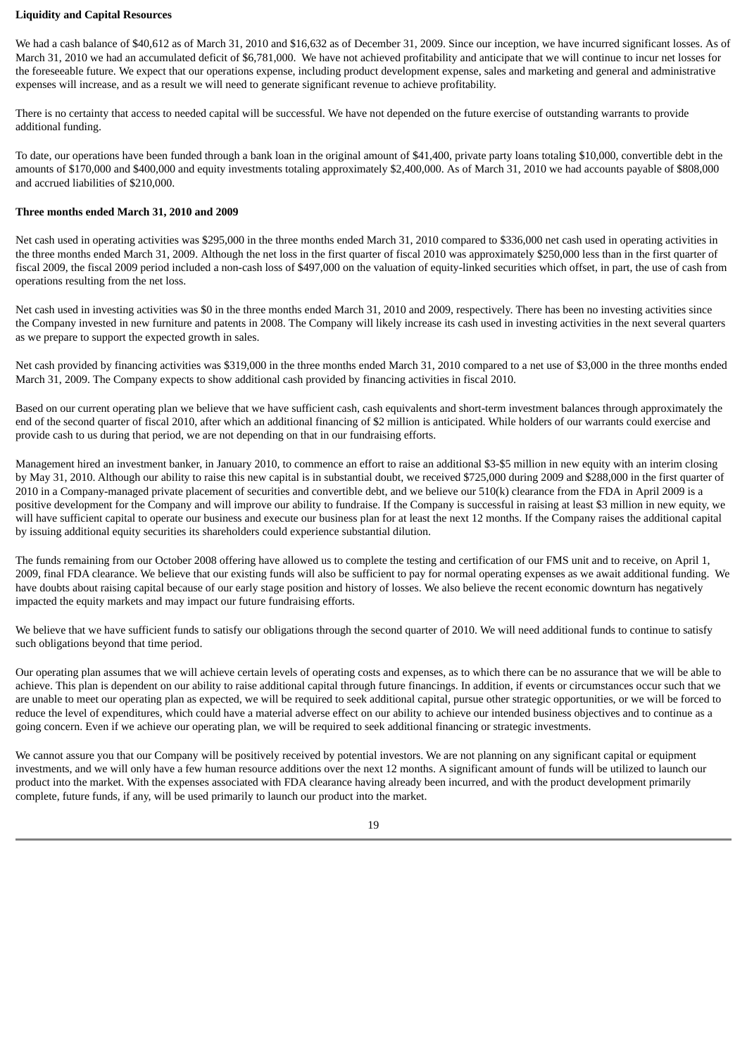**Liquidity and Capital Resources**

We had a cash balance of $40,612 as of March 31, 2010 and $16,632 as of December 31, 2009. Since our inception, we have incurred significant losses. As of March 31, 2010 we had an accumulated deficit of $6,781,000. We have not achieved profitability and anticipate that we will continue to incur net losses for the foreseeable future. We expect that our operations expense, including product development expense, sales and marketing and general and administrative expenses will increase, and as a result we will need to generate significant revenue to achieve profitability.

There is no certainty that access to needed capital will be successful. We have not depended on the future exercise of outstanding warrants to provide additional funding.

To date, our operations have been funded through a bank loan in the original amount of $41,400, private party loans totaling $10,000, convertible debt in the amounts of $170,000 and $400,000 and equity investments totaling approximately $2,400,000. As of March 31, 2010 we had accounts payable of $808,000 and accrued liabilities of $210,000.

**Three months ended March 31, 2010 and 2009**

Net cash used in operating activities was $295,000 in the three months ended March 31, 2010 compared to $336,000 net cash used in operating activities in the three months ended March 31, 2009. Although the net loss in the first quarter of fiscal 2010 was approximately $250,000 less than in the first quarter of fiscal 2009, the fiscal 2009 period included a non-cash loss of $497,000 on the valuation of equity-linked securities which offset, in part, the use of cash from operations resulting from the net loss.

Net cash used in investing activities was $0 in the three months ended March 31, 2010 and 2009, respectively. There has been no investing activities since the Company invested in new furniture and patents in 2008. The Company will likely increase its cash used in investing activities in the next several quarters as we prepare to support the expected growth in sales.

Net cash provided by financing activities was $319,000 in the three months ended March 31, 2010 compared to a net use of $3,000 in the three months ended March 31, 2009. The Company expects to show additional cash provided by financing activities in fiscal 2010.

Based on our current operating plan we believe that we have sufficient cash, cash equivalents and short-term investment balances through approximately the end of the second quarter of fiscal 2010, after which an additional financing of $2 million is anticipated. While holders of our warrants could exercise and provide cash to us during that period, we are not depending on that in our fundraising efforts.

Management hired an investment banker, in January 2010, to commence an effort to raise an additional $3-$5 million in new equity with an interim closing by May 31, 2010. Although our ability to raise this new capital is in substantial doubt, we received $725,000 during 2009 and $288,000 in the first quarter of 2010 in a Company-managed private placement of securities and convertible debt, and we believe our 510(k) clearance from the FDA in April 2009 is a positive development for the Company and will improve our ability to fundraise. If the Company is successful in raising at least $3 million in new equity, we will have sufficient capital to operate our business and execute our business plan for at least the next 12 months. If the Company raises the additional capital by issuing additional equity securities its shareholders could experience substantial dilution.

The funds remaining from our October 2008 offering have allowed us to complete the testing and certification of our FMS unit and to receive, on April 1, 2009, final FDA clearance. We believe that our existing funds will also be sufficient to pay for normal operating expenses as we await additional funding. We have doubts about raising capital because of our early stage position and history of losses. We also believe the recent economic downturn has negatively impacted the equity markets and may impact our future fundraising efforts.

We believe that we have sufficient funds to satisfy our obligations through the second quarter of 2010. We will need additional funds to continue to satisfy such obligations beyond that time period.

Our operating plan assumes that we will achieve certain levels of operating costs and expenses, as to which there can be no assurance that we will be able to achieve. This plan is dependent on our ability to raise additional capital through future financings. In addition, if events or circumstances occur such that we are unable to meet our operating plan as expected, we will be required to seek additional capital, pursue other strategic opportunities, or we will be forced to reduce the level of expenditures, which could have a material adverse effect on our ability to achieve our intended business objectives and to continue as a going concern. Even if we achieve our operating plan, we will be required to seek additional financing or strategic investments.

We cannot assure you that our Company will be positively received by potential investors. We are not planning on any significant capital or equipment investments, and we will only have a few human resource additions over the next 12 months. A significant amount of funds will be utilized to launch our product into the market. With the expenses associated with FDA clearance having already been incurred, and with the product development primarily complete, future funds, if any, will be used primarily to launch our product into the market.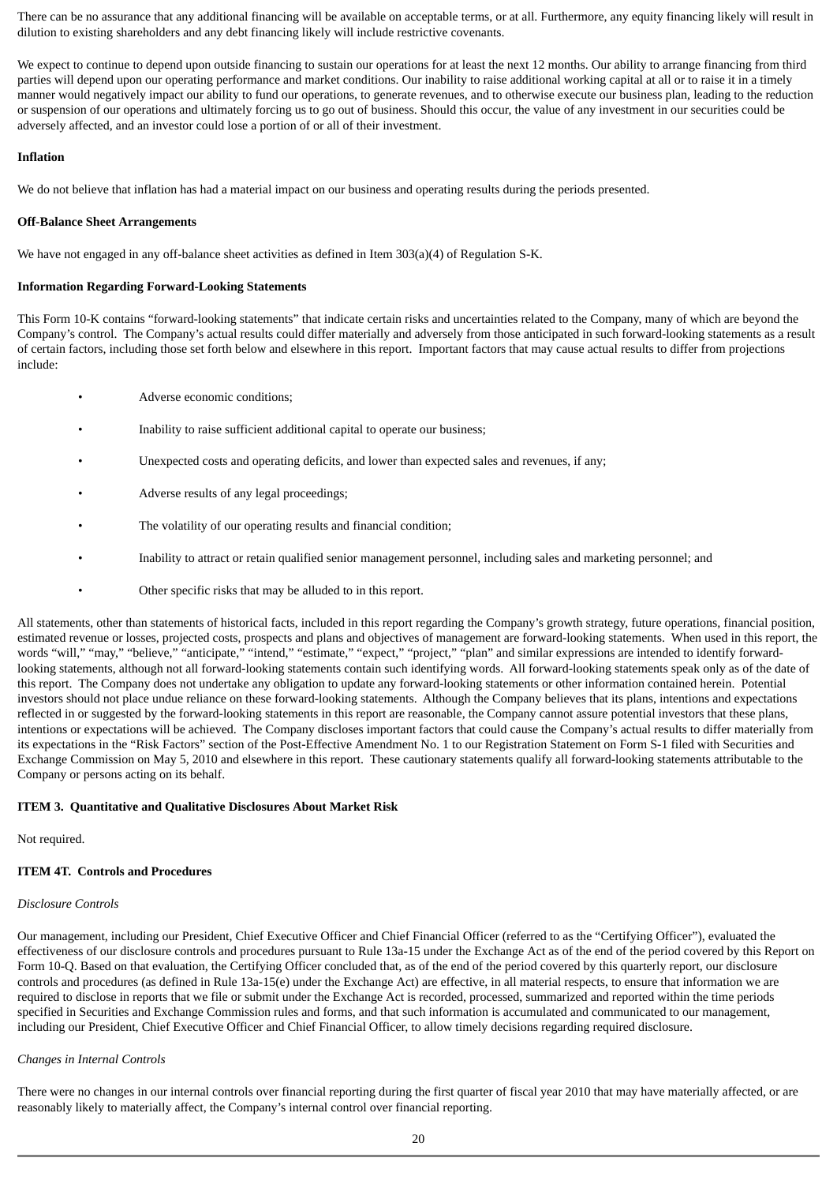There can be no assurance that any additional financing will be available on acceptable terms, or at all. Furthermore, any equity financing likely will result in dilution to existing shareholders and any debt financing likely will include restrictive covenants.

We expect to continue to depend upon outside financing to sustain our operations for at least the next 12 months. Our ability to arrange financing from third parties will depend upon our operating performance and market conditions. Our inability to raise additional working capital at all or to raise it in a timely manner would negatively impact our ability to fund our operations, to generate revenues, and to otherwise execute our business plan, leading to the reduction or suspension of our operations and ultimately forcing us to go out of business. Should this occur, the value of any investment in our securities could be adversely affected, and an investor could lose a portion of or all of their investment.

**Inflation**

We do not believe that inflation has had a material impact on our business and operating results during the periods presented.

**Off-Balance Sheet Arrangements**

We have not engaged in any off-balance sheet activities as defined in Item 303(a)(4) of Regulation S-K.

**Information Regarding Forward-Looking Statements**

This Form 10-K contains "forward-looking statements" that indicate certain risks and uncertainties related to the Company, many of which are beyond the Company's control. The Company's actual results could differ materially and adversely from those anticipated in such forward-looking statements as a result of certain factors, including those set forth below and elsewhere in this report. Important factors that may cause actual results to differ from projections include:

- Adverse economic conditions;
- Inability to raise sufficient additional capital to operate our business;
- Unexpected costs and operating deficits, and lower than expected sales and revenues, if any;
- Adverse results of any legal proceedings;
- The volatility of our operating results and financial condition;
- Inability to attract or retain qualified senior management personnel, including sales and marketing personnel; and
- Other specific risks that may be alluded to in this report.

All statements, other than statements of historical facts, included in this report regarding the Company's growth strategy, future operations, financial position, estimated revenue or losses, projected costs, prospects and plans and objectives of management are forward-looking statements. When used in this report, the words "will," "may," "believe," "anticipate," "intend," "estimate," "expect," "project," "plan" and similar expressions are intended to identify forward-looking statements, although not all forward-looking statements contain such identifying words. All forward-looking statements speak only as of the date of this report. The Company does not undertake any obligation to update any forward-looking statements or other information contained herein. Potential investors should not place undue reliance on these forward-looking statements. Although the Company believes that its plans, intentions and expectations reflected in or suggested by the forward-looking statements in this report are reasonable, the Company cannot assure potential investors that these plans, intentions or expectations will be achieved. The Company discloses important factors that could cause the Company's actual results to differ materially from its expectations in the "Risk Factors" section of the Post-Effective Amendment No. 1 to our Registration Statement on Form S-1 filed with Securities and Exchange Commission on May 5, 2010 and elsewhere in this report. These cautionary statements qualify all forward-looking statements attributable to the Company or persons acting on its behalf.

**ITEM 3. Quantitative and Qualitative Disclosures About Market Risk**

Not required.

**ITEM 4T. Controls and Procedures**

*Disclosure Controls*

Our management, including our President, Chief Executive Officer and Chief Financial Officer (referred to as the "Certifying Officer"), evaluated the effectiveness of our disclosure controls and procedures pursuant to Rule 13a-15 under the Exchange Act as of the end of the period covered by this Report on Form 10-Q. Based on that evaluation, the Certifying Officer concluded that, as of the end of the period covered by this quarterly report, our disclosure controls and procedures (as defined in Rule 13a-15(e) under the Exchange Act) are effective, in all material respects, to ensure that information we are required to disclose in reports that we file or submit under the Exchange Act is recorded, processed, summarized and reported within the time periods specified in Securities and Exchange Commission rules and forms, and that such information is accumulated and communicated to our management, including our President, Chief Executive Officer and Chief Financial Officer, to allow timely decisions regarding required disclosure.

*Changes in Internal Controls*

There were no changes in our internal controls over financial reporting during the first quarter of fiscal year 2010 that may have materially affected, or are reasonably likely to materially affect, the Company's internal control over financial reporting.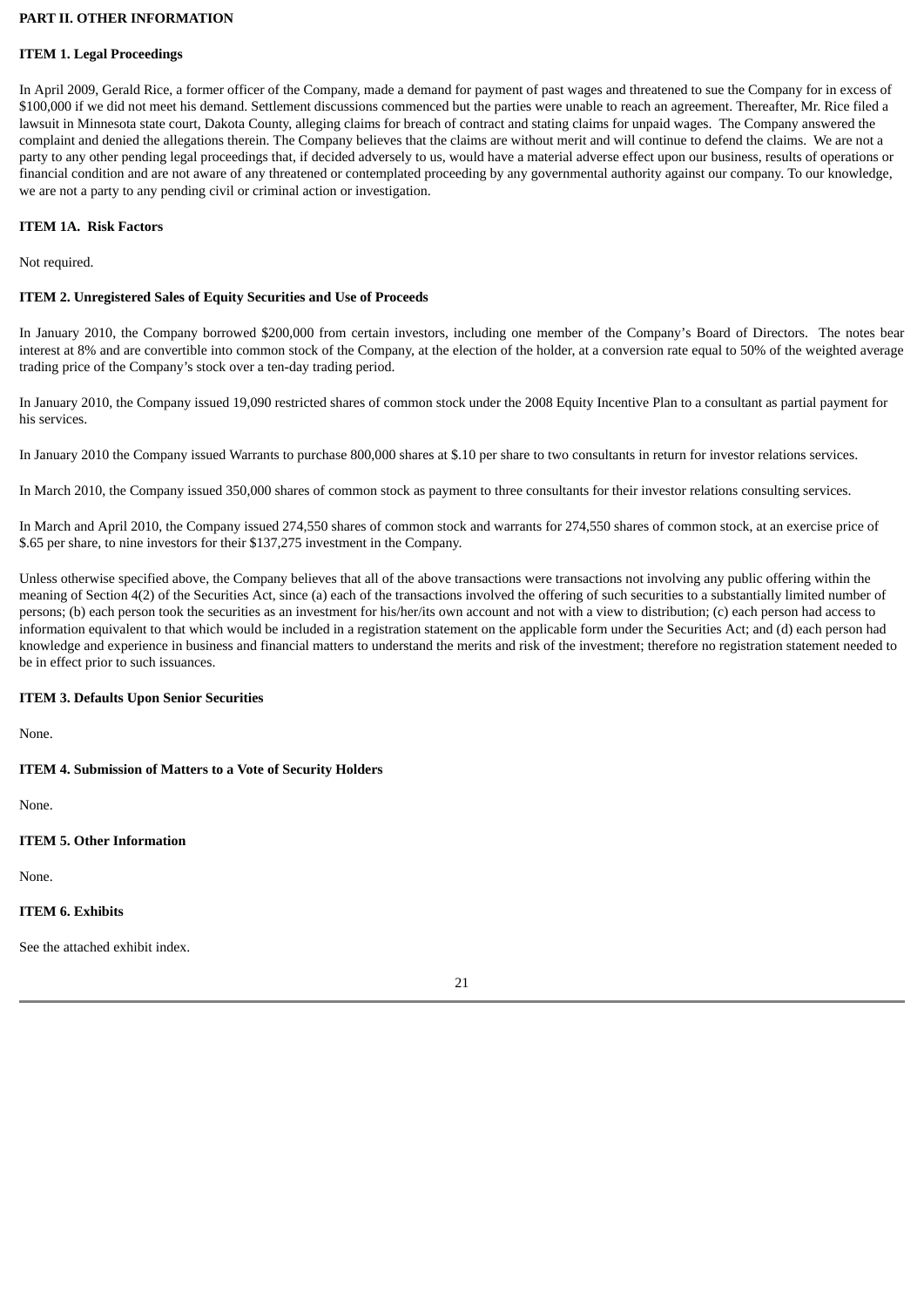## PART II. OTHER INFORMATION

### ITEM 1. Legal Proceedings

In April 2009, Gerald Rice, a former officer of the Company, made a demand for payment of past wages and threatened to sue the Company for in excess of $100,000 if we did not meet his demand. Settlement discussions commenced but the parties were unable to reach an agreement. Thereafter, Mr. Rice filed a lawsuit in Minnesota state court, Dakota County, alleging claims for breach of contract and stating claims for unpaid wages. The Company answered the complaint and denied the allegations therein. The Company believes that the claims are without merit and will continue to defend the claims. We are not a party to any other pending legal proceedings that, if decided adversely to us, would have a material adverse effect upon our business, results of operations or financial condition and are not aware of any threatened or contemplated proceeding by any governmental authority against our company. To our knowledge, we are not a party to any pending civil or criminal action or investigation.

### ITEM 1A. Risk Factors

Not required.

### ITEM 2. Unregistered Sales of Equity Securities and Use of Proceeds

In January 2010, the Company borrowed $200,000 from certain investors, including one member of the Company's Board of Directors. The notes bear interest at 8% and are convertible into common stock of the Company, at the election of the holder, at a conversion rate equal to 50% of the weighted average trading price of the Company's stock over a ten-day trading period.

In January 2010, the Company issued 19,090 restricted shares of common stock under the 2008 Equity Incentive Plan to a consultant as partial payment for his services.

In January 2010 the Company issued Warrants to purchase 800,000 shares at $.10 per share to two consultants in return for investor relations services.

In March 2010, the Company issued 350,000 shares of common stock as payment to three consultants for their investor relations consulting services.

In March and April 2010, the Company issued 274,550 shares of common stock and warrants for 274,550 shares of common stock, at an exercise price of $.65 per share, to nine investors for their $137,275 investment in the Company.

Unless otherwise specified above, the Company believes that all of the above transactions were transactions not involving any public offering within the meaning of Section 4(2) of the Securities Act, since (a) each of the transactions involved the offering of such securities to a substantially limited number of persons; (b) each person took the securities as an investment for his/her/its own account and not with a view to distribution; (c) each person had access to information equivalent to that which would be included in a registration statement on the applicable form under the Securities Act; and (d) each person had knowledge and experience in business and financial matters to understand the merits and risk of the investment; therefore no registration statement needed to be in effect prior to such issuances.

### ITEM 3. Defaults Upon Senior Securities

None.

### ITEM 4. Submission of Matters to a Vote of Security Holders

None.

### ITEM 5. Other Information

None.

### ITEM 6. Exhibits

See the attached exhibit index.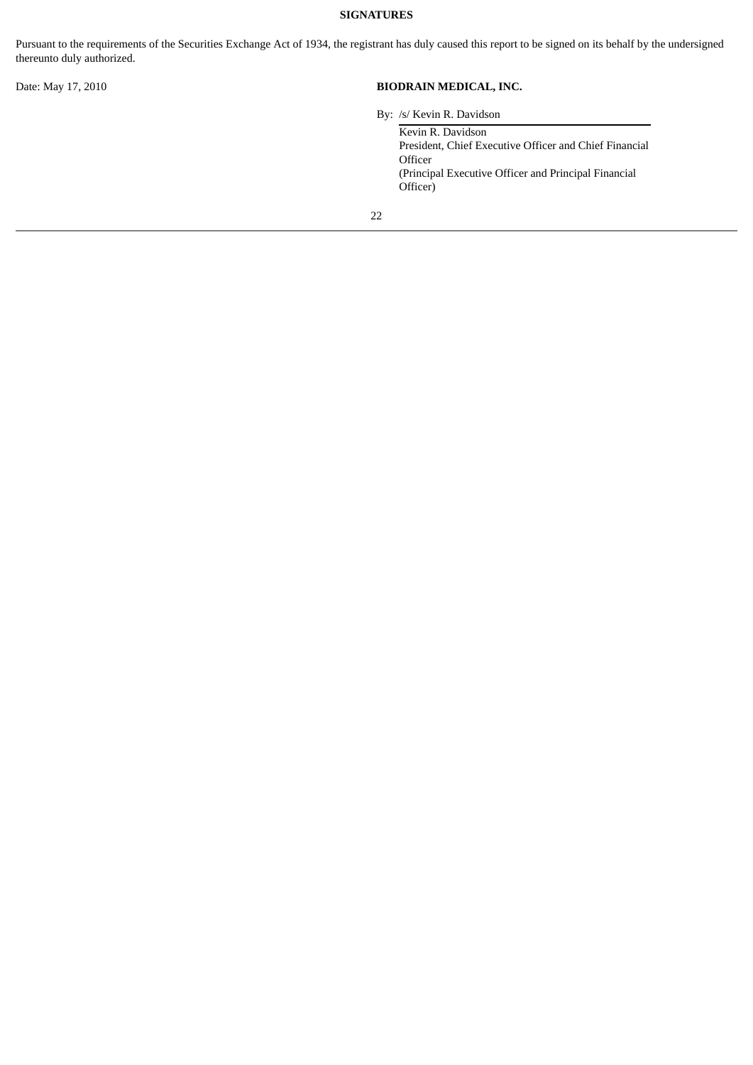**SIGNATURES**

Pursuant to the requirements of the Securities Exchange Act of 1934, the registrant has duly caused this report to be signed on its behalf by the undersigned thereunto duly authorized.

Date: May 17, 2010

**BIODRAIN MEDICAL, INC.**

By: /s/ Kevin R. Davidson

Kevin R. Davidson
President, Chief Executive Officer and Chief Financial Officer
(Principal Executive Officer and Principal Financial Officer)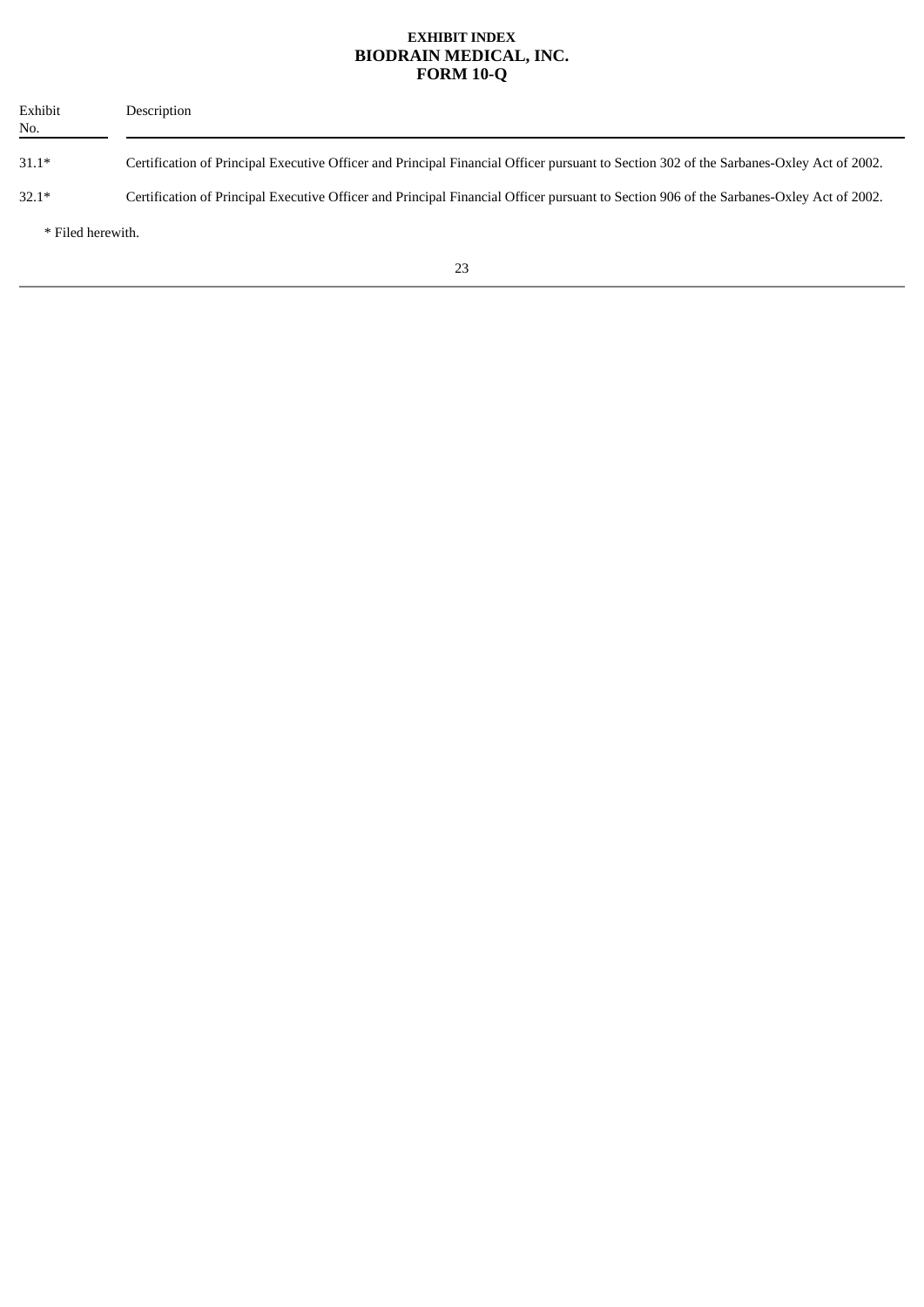**EXHIBIT INDEX**
**BIODRAIN MEDICAL, INC.**
**FORM 10-Q**

| Exhibit No. | Description |
|---|---|
| 31.1* | Certification of Principal Executive Officer and Principal Financial Officer pursuant to Section 302 of the Sarbanes-Oxley Act of 2002. |
| 32.1* | Certification of Principal Executive Officer and Principal Financial Officer pursuant to Section 906 of the Sarbanes-Oxley Act of 2002. |

* Filed herewith.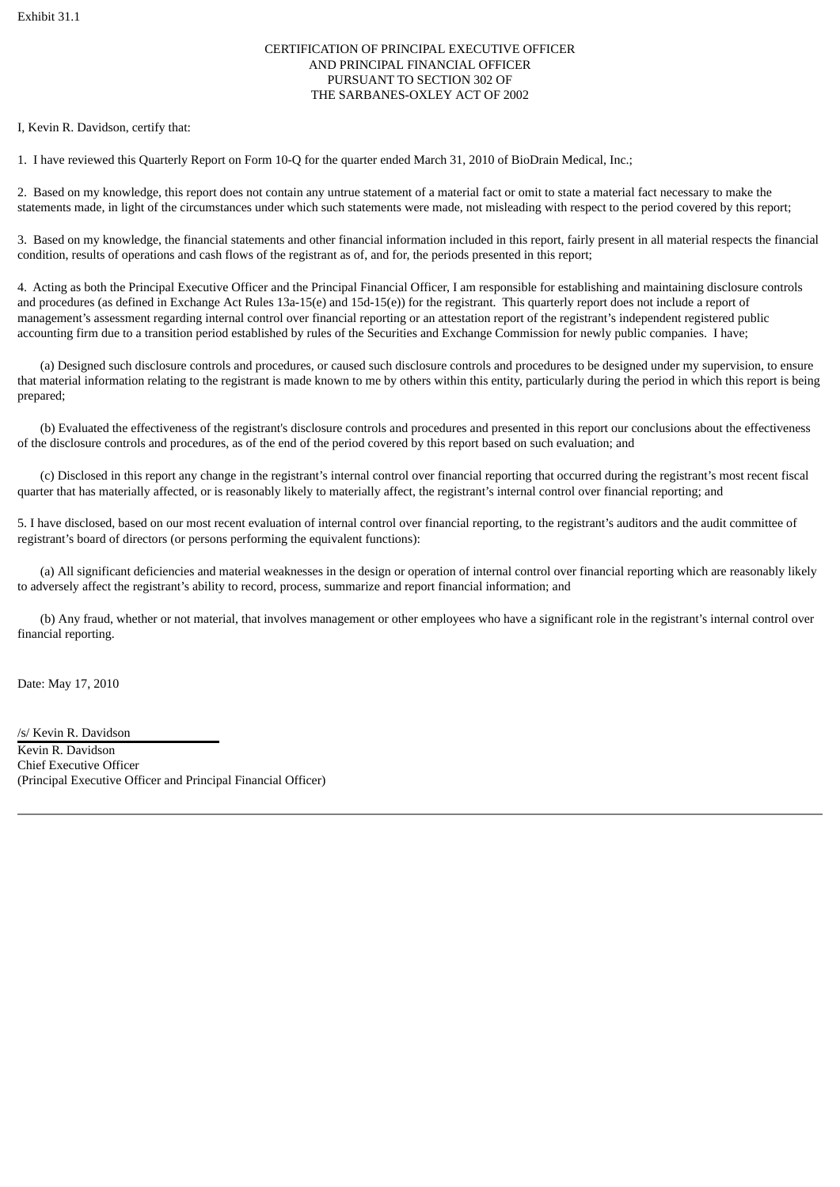Exhibit 31.1

# CERTIFICATION OF PRINCIPAL EXECUTIVE OFFICER AND PRINCIPAL FINANCIAL OFFICER PURSUANT TO SECTION 302 OF THE SARBANES-OXLEY ACT OF 2002

I, Kevin R. Davidson, certify that:

1. I have reviewed this Quarterly Report on Form 10-Q for the quarter ended March 31, 2010 of BioDrain Medical, Inc.;

2. Based on my knowledge, this report does not contain any untrue statement of a material fact or omit to state a material fact necessary to make the statements made, in light of the circumstances under which such statements were made, not misleading with respect to the period covered by this report;

3. Based on my knowledge, the financial statements and other financial information included in this report, fairly present in all material respects the financial condition, results of operations and cash flows of the registrant as of, and for, the periods presented in this report;

4. Acting as both the Principal Executive Officer and the Principal Financial Officer, I am responsible for establishing and maintaining disclosure controls and procedures (as defined in Exchange Act Rules 13a-15(e) and 15d-15(e)) for the registrant. This quarterly report does not include a report of management's assessment regarding internal control over financial reporting or an attestation report of the registrant's independent registered public accounting firm due to a transition period established by rules of the Securities and Exchange Commission for newly public companies. I have;

(a) Designed such disclosure controls and procedures, or caused such disclosure controls and procedures to be designed under my supervision, to ensure that material information relating to the registrant is made known to me by others within this entity, particularly during the period in which this report is being prepared;

(b) Evaluated the effectiveness of the registrant's disclosure controls and procedures and presented in this report our conclusions about the effectiveness of the disclosure controls and procedures, as of the end of the period covered by this report based on such evaluation; and

(c) Disclosed in this report any change in the registrant's internal control over financial reporting that occurred during the registrant's most recent fiscal quarter that has materially affected, or is reasonably likely to materially affect, the registrant's internal control over financial reporting; and

5. I have disclosed, based on our most recent evaluation of internal control over financial reporting, to the registrant's auditors and the audit committee of registrant's board of directors (or persons performing the equivalent functions):

(a) All significant deficiencies and material weaknesses in the design or operation of internal control over financial reporting which are reasonably likely to adversely affect the registrant's ability to record, process, summarize and report financial information; and

(b) Any fraud, whether or not material, that involves management or other employees who have a significant role in the registrant's internal control over financial reporting.

Date: May 17, 2010

/s/ Kevin R. Davidson

Kevin R. Davidson
Chief Executive Officer
(Principal Executive Officer and Principal Financial Officer)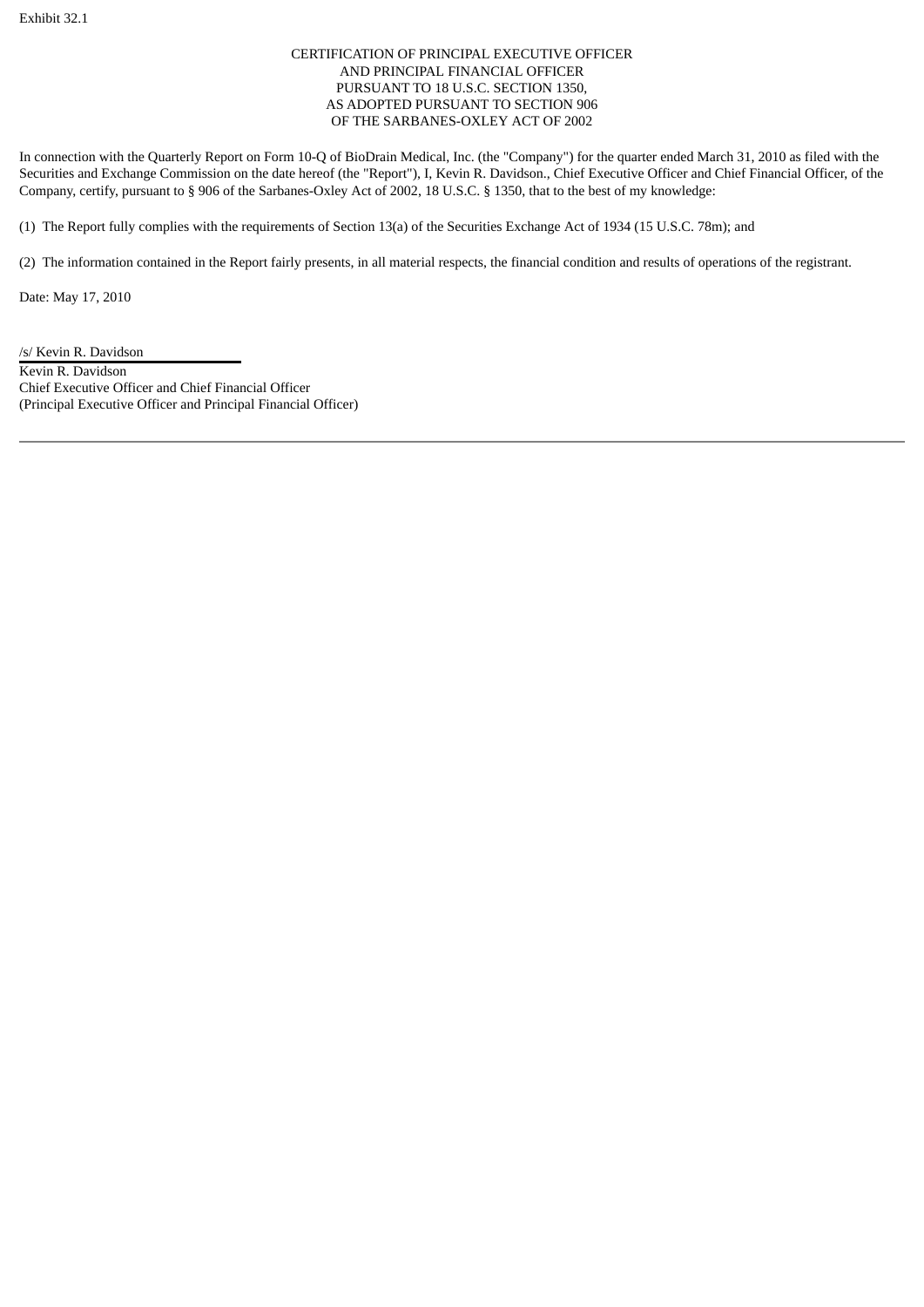Exhibit 32.1

CERTIFICATION OF PRINCIPAL EXECUTIVE OFFICER
AND PRINCIPAL FINANCIAL OFFICER
PURSUANT TO 18 U.S.C. SECTION 1350,
AS ADOPTED PURSUANT TO SECTION 906
OF THE SARBANES-OXLEY ACT OF 2002

In connection with the Quarterly Report on Form 10-Q of BioDrain Medical, Inc. (the "Company") for the quarter ended March 31, 2010 as filed with the Securities and Exchange Commission on the date hereof (the "Report"), I, Kevin R. Davidson., Chief Executive Officer and Chief Financial Officer, of the Company, certify, pursuant to § 906 of the Sarbanes-Oxley Act of 2002, 18 U.S.C. § 1350, that to the best of my knowledge:

(1) The Report fully complies with the requirements of Section 13(a) of the Securities Exchange Act of 1934 (15 U.S.C. 78m); and

(2) The information contained in the Report fairly presents, in all material respects, the financial condition and results of operations of the registrant.

Date: May 17, 2010

/s/ Kevin R. Davidson
Kevin R. Davidson
Chief Executive Officer and Chief Financial Officer
(Principal Executive Officer and Principal Financial Officer)